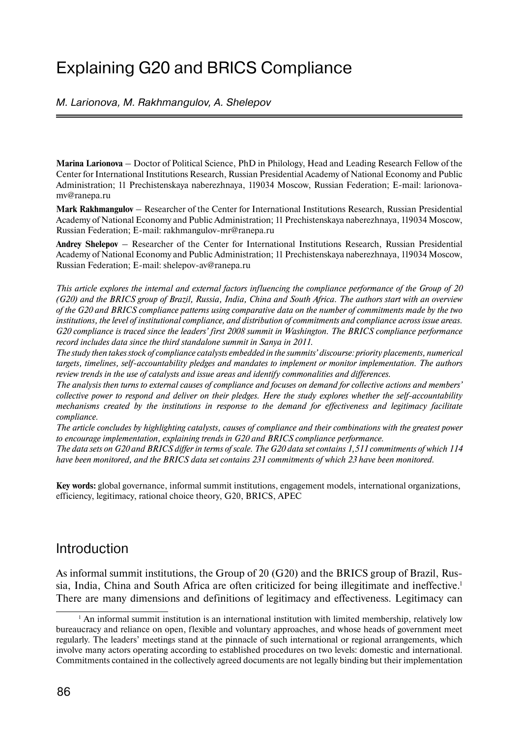# Explaining G20 and BRICS Compliance

*M. Larionova, M. Rakhmangulov, A. Shelepov*

**Marina Larionova** – Doctor of Political Science, PhD in Philology, Head and Leading Research Fellow of the Center for International Institutions Research, Russian Presidential Academy of National Economy and Public Administration; 11 Prechistenskaya naberezhnaya, 119034 Moscow, Russian Federation; E-mail: larionova-mv@ranepa.ru

**Mark Rakhmangulov** – Researcher of the Center for International Institutions Research, Russian Presidential Academy of National Economy and Public Administration; 11 Prechistenskaya naberezhnaya, 119034 Moscow, Russian Federation; E-mail: rakhmangulov-mr@ranepa.ru

**Andrey Shelepov** – Researcher of the Center for International Institutions Research, Russian Presidential Academy of National Economy and Public Administration; 11 Prechistenskaya naberezhnaya, 119034 Moscow, Russian Federation; E-mail: shelepov-av@ranepa.ru

*This article explores the internal and external factors influencing the compliance performance of the Group of 20 (G20) and the BRICS group of Brazil, Russia, India, China and South Africa. The authors start with an overview of the G20 and BRICS compliance patterns using comparative data on the number of commitments made by the two institutions, the level of institutional compliance, and distribution of commitments and compliance across issue areas. G20 compliance is traced since the leaders' first 2008 summit in Washington. The BRICS compliance performance record includes data since the third standalone summit in Sanya in 2011.*

*The study then takes stock of compliance catalysts embedded in the summits' discourse: priority placements, numerical targets, timelines, self-accountability pledges and mandates to implement or monitor implementation. The authors review trends in the use of catalysts and issue areas and identify commonalities and differences.*

*The analysis then turns to external causes of compliance and focuses on demand for collective actions and members' collective power to respond and deliver on their pledges. Here the study explores whether the self-accountability mechanisms created by the institutions in response to the demand for effectiveness and legitimacy facilitate compliance.*

*The article concludes by highlighting catalysts, causes of compliance and their combinations with the greatest power to encourage implementation, explaining trends in G20 and BRICS compliance performance.*

*The data sets on G20 and BRICS differ in terms of scale. The G20 data set contains 1,511 commitments of which 114 have been monitored, and the BRICS data set contains 231 commitments of which 23 have been monitored.*

**Key words:** global governance, informal summit institutions, engagement models, international organizations, efficiency, legitimacy, rational choice theory, G20, BRICS, APEC

## Introduction

As informal summit institutions, the Group of 20 (G20) and the BRICS group of Brazil, Russia, India, China and South Africa are often criticized for being illegitimate and ineffective.[1] There are many dimensions and definitions of legitimacy and effectiveness. Legitimacy can

[1] An informal summit institution is an international institution with limited membership, relatively low bureaucracy and reliance on open, flexible and voluntary approaches, and whose heads of government meet regularly. The leaders' meetings stand at the pinnacle of such international or regional arrangements, which involve many actors operating according to established procedures on two levels: domestic and international. Commitments contained in the collectively agreed documents are not legally binding but their implementation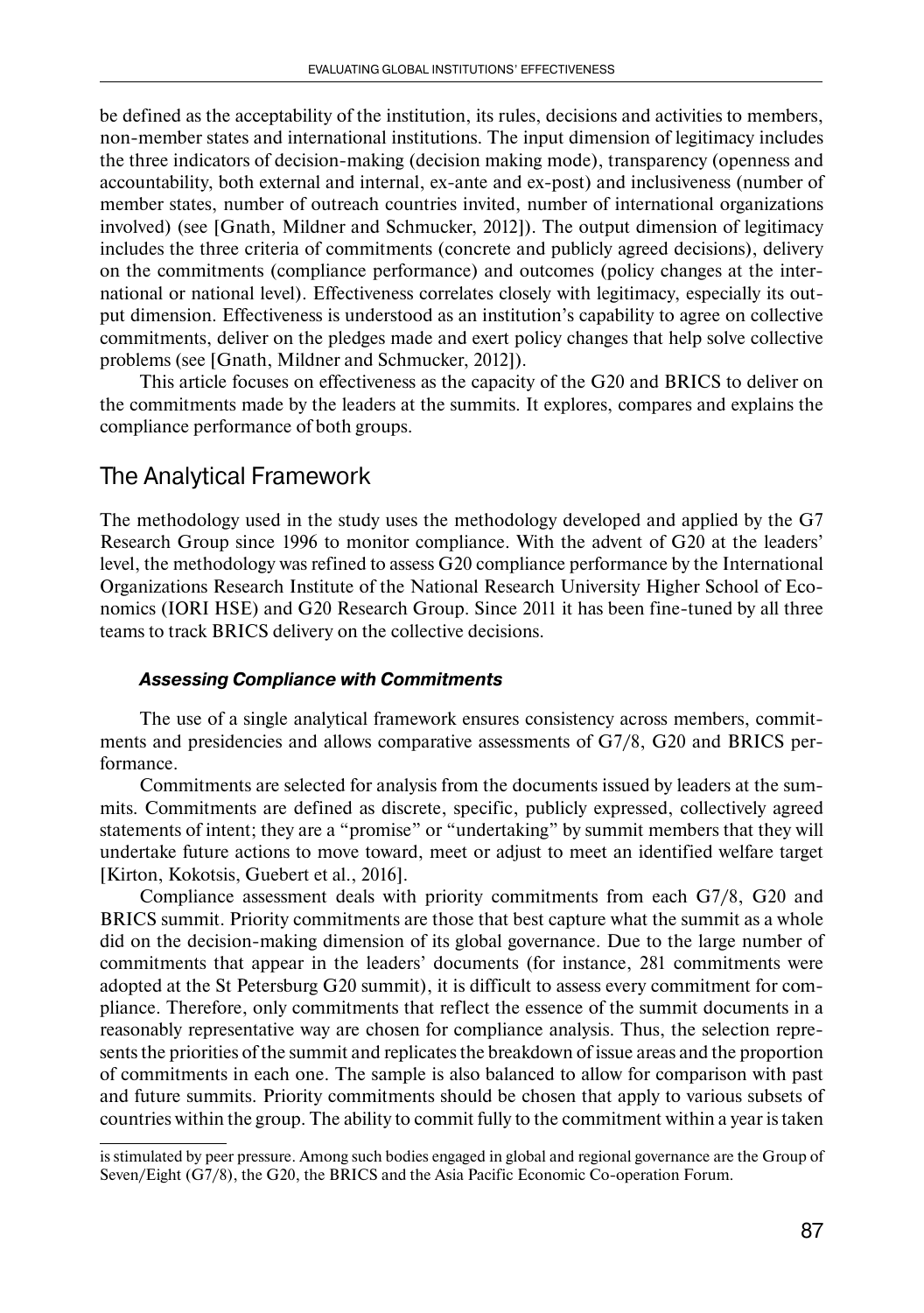be defined as the acceptability of the institution, its rules, decisions and activities to members, non-member states and international institutions. The input dimension of legitimacy includes the three indicators of decision-making (decision making mode), transparency (openness and accountability, both external and internal, ex-ante and ex-post) and inclusiveness (number of member states, number of outreach countries invited, number of international organizations involved) (see [Gnath, Mildner and Schmucker, 2012]). The output dimension of legitimacy includes the three criteria of commitments (concrete and publicly agreed decisions), delivery on the commitments (compliance performance) and outcomes (policy changes at the international or national level). Effectiveness correlates closely with legitimacy, especially its output dimension. Effectiveness is understood as an institution's capability to agree on collective commitments, deliver on the pledges made and exert policy changes that help solve collective problems (see [Gnath, Mildner and Schmucker, 2012]).

This article focuses on effectiveness as the capacity of the G20 and BRICS to deliver on the commitments made by the leaders at the summits. It explores, compares and explains the compliance performance of both groups.

## The Analytical Framework

The methodology used in the study uses the methodology developed and applied by the G7 Research Group since 1996 to monitor compliance. With the advent of G20 at the leaders' level, the methodology was refined to assess G20 compliance performance by the International Organizations Research Institute of the National Research University Higher School of Economics (IORI HSE) and G20 Research Group. Since 2011 it has been fine-tuned by all three teams to track BRICS delivery on the collective decisions.

### *Assessing Compliance with Commitments*

The use of a single analytical framework ensures consistency across members, commitments and presidencies and allows comparative assessments of G7/8, G20 and BRICS performance.

Commitments are selected for analysis from the documents issued by leaders at the summits. Commitments are defined as discrete, specific, publicly expressed, collectively agreed statements of intent; they are a "promise" or "undertaking" by summit members that they will undertake future actions to move toward, meet or adjust to meet an identified welfare target [Kirton, Kokotsis, Guebert et al., 2016].

Compliance assessment deals with priority commitments from each G7/8, G20 and BRICS summit. Priority commitments are those that best capture what the summit as a whole did on the decision-making dimension of its global governance. Due to the large number of commitments that appear in the leaders' documents (for instance, 281 commitments were adopted at the St Petersburg G20 summit), it is difficult to assess every commitment for compliance. Therefore, only commitments that reflect the essence of the summit documents in a reasonably representative way are chosen for compliance analysis. Thus, the selection represents the priorities of the summit and replicates the breakdown of issue areas and the proportion of commitments in each one. The sample is also balanced to allow for comparison with past and future summits. Priority commitments should be chosen that apply to various subsets of countries within the group. The ability to commit fully to the commitment within a year is taken

---

is stimulated by peer pressure. Among such bodies engaged in global and regional governance are the Group of Seven/Eight (G7/8), the G20, the BRICS and the Asia Pacific Economic Co-operation Forum.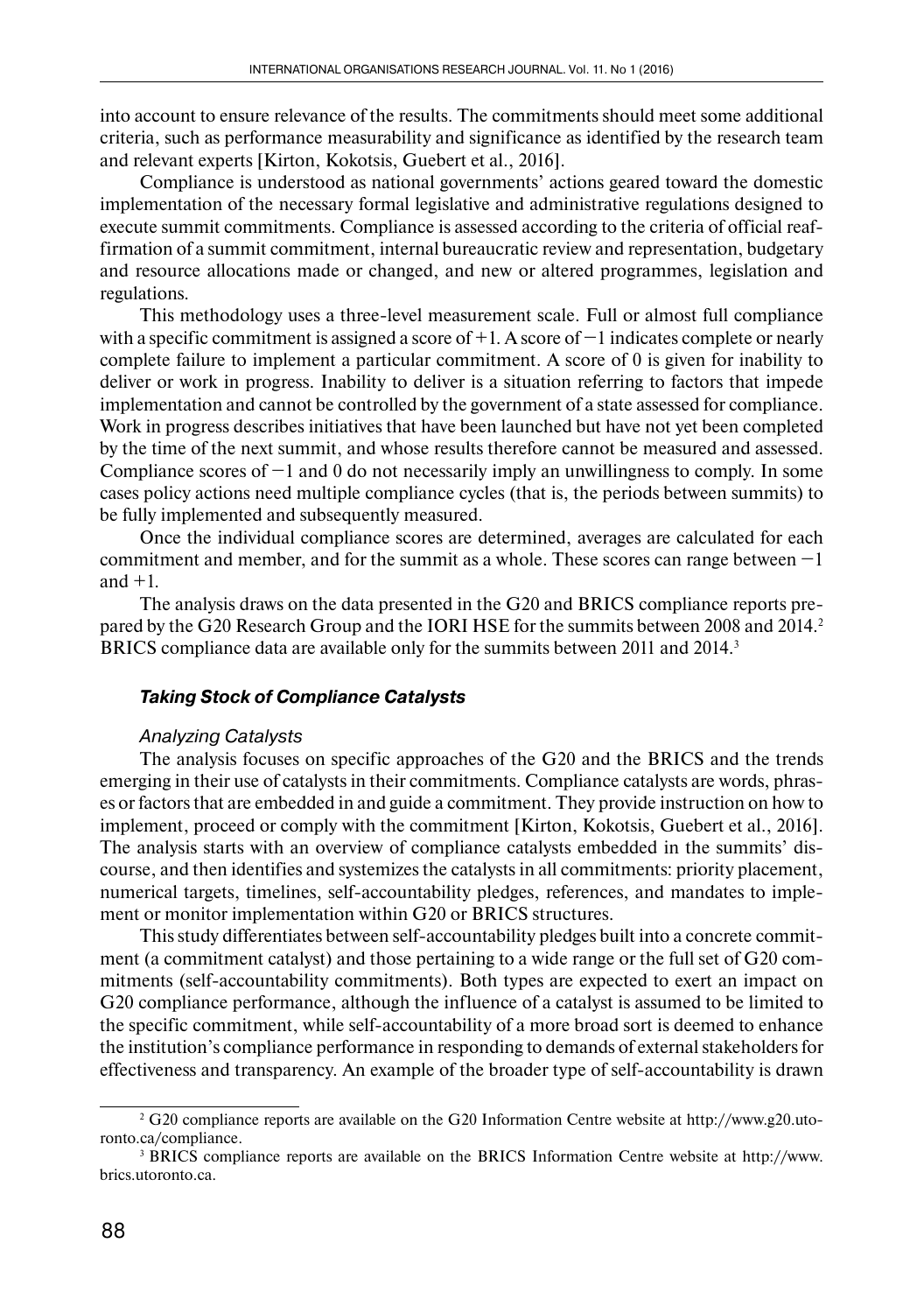into account to ensure relevance of the results. The commitments should meet some additional criteria, such as performance measurability and significance as identified by the research team and relevant experts [Kirton, Kokotsis, Guebert et al., 2016].

Compliance is understood as national governments' actions geared toward the domestic implementation of the necessary formal legislative and administrative regulations designed to execute summit commitments. Compliance is assessed according to the criteria of official reaffirmation of a summit commitment, internal bureaucratic review and representation, budgetary and resource allocations made or changed, and new or altered programmes, legislation and regulations.

This methodology uses a three-level measurement scale. Full or almost full compliance with a specific commitment is assigned a score of +1. A score of −1 indicates complete or nearly complete failure to implement a particular commitment. A score of 0 is given for inability to deliver or work in progress. Inability to deliver is a situation referring to factors that impede implementation and cannot be controlled by the government of a state assessed for compliance. Work in progress describes initiatives that have been launched but have not yet been completed by the time of the next summit, and whose results therefore cannot be measured and assessed. Compliance scores of −1 and 0 do not necessarily imply an unwillingness to comply. In some cases policy actions need multiple compliance cycles (that is, the periods between summits) to be fully implemented and subsequently measured.

Once the individual compliance scores are determined, averages are calculated for each commitment and member, and for the summit as a whole. These scores can range between −1 and +1.

The analysis draws on the data presented in the G20 and BRICS compliance reports prepared by the G20 Research Group and the IORI HSE for the summits between 2008 and 2014.[2] BRICS compliance data are available only for the summits between 2011 and 2014.[3]

### *Taking Stock of Compliance Catalysts*

#### *Analyzing Catalysts*

The analysis focuses on specific approaches of the G20 and the BRICS and the trends emerging in their use of catalysts in their commitments. Compliance catalysts are words, phrases or factors that are embedded in and guide a commitment. They provide instruction on how to implement, proceed or comply with the commitment [Kirton, Kokotsis, Guebert et al., 2016]. The analysis starts with an overview of compliance catalysts embedded in the summits' discourse, and then identifies and systemizes the catalysts in all commitments: priority placement, numerical targets, timelines, self-accountability pledges, references, and mandates to implement or monitor implementation within G20 or BRICS structures.

This study differentiates between self-accountability pledges built into a concrete commitment (a commitment catalyst) and those pertaining to a wide range or the full set of G20 commitments (self-accountability commitments). Both types are expected to exert an impact on G20 compliance performance, although the influence of a catalyst is assumed to be limited to the specific commitment, while self-accountability of a more broad sort is deemed to enhance the institution's compliance performance in responding to demands of external stakeholders for effectiveness and transparency. An example of the broader type of self-accountability is drawn

[2] G20 compliance reports are available on the G20 Information Centre website at http://www.g20.utoronto.ca/compliance.

[3] BRICS compliance reports are available on the BRICS Information Centre website at http://www.brics.utoronto.ca.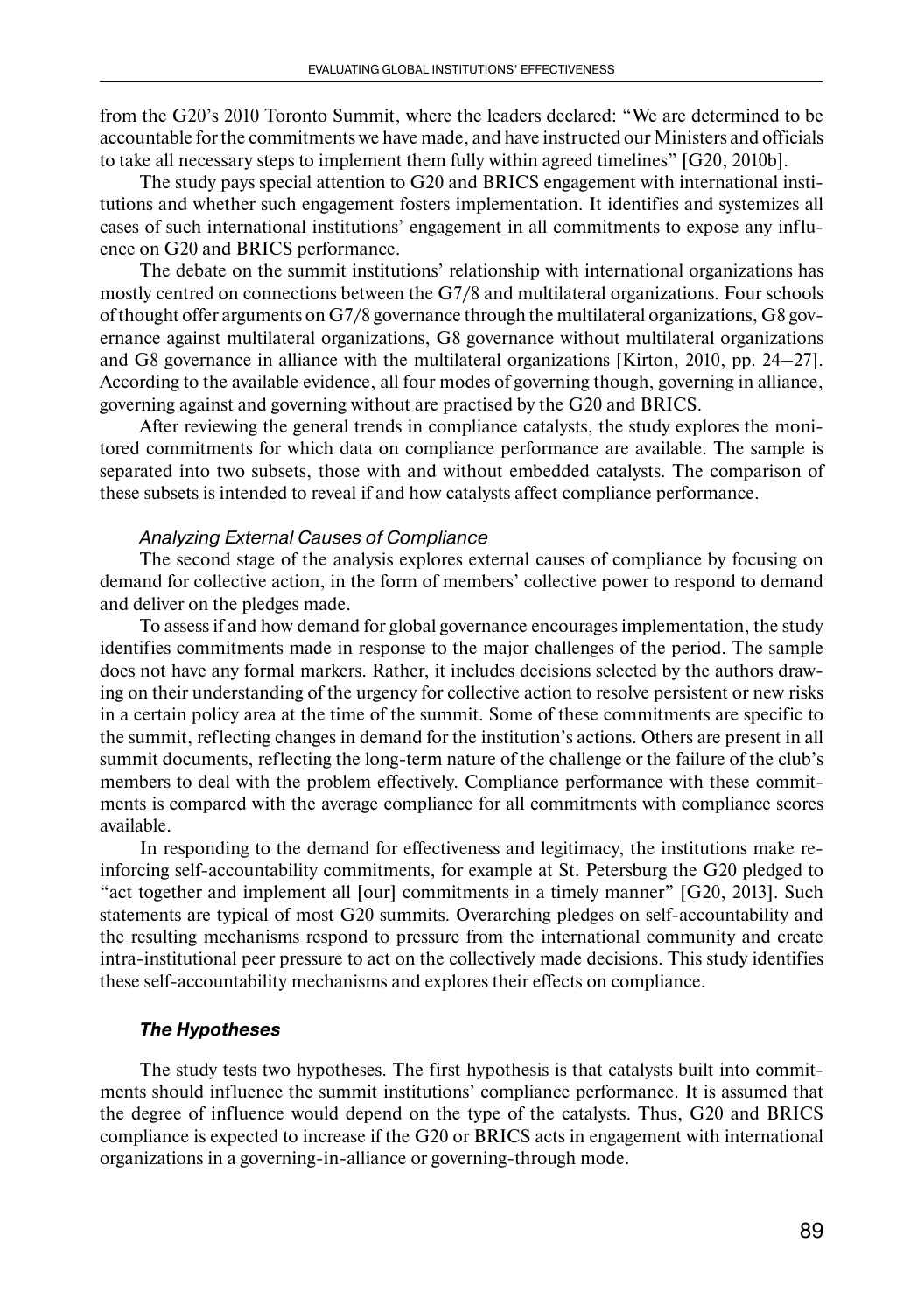from the G20's 2010 Toronto Summit, where the leaders declared: "We are determined to be accountable for the commitments we have made, and have instructed our Ministers and officials to take all necessary steps to implement them fully within agreed timelines" [G20, 2010b].

The study pays special attention to G20 and BRICS engagement with international institutions and whether such engagement fosters implementation. It identifies and systemizes all cases of such international institutions' engagement in all commitments to expose any influence on G20 and BRICS performance.

The debate on the summit institutions' relationship with international organizations has mostly centred on connections between the G7/8 and multilateral organizations. Four schools of thought offer arguments on G7/8 governance through the multilateral organizations, G8 governance against multilateral organizations, G8 governance without multilateral organizations and G8 governance in alliance with the multilateral organizations [Kirton, 2010, pp. 24–27]. According to the available evidence, all four modes of governing though, governing in alliance, governing against and governing without are practised by the G20 and BRICS.

After reviewing the general trends in compliance catalysts, the study explores the monitored commitments for which data on compliance performance are available. The sample is separated into two subsets, those with and without embedded catalysts. The comparison of these subsets is intended to reveal if and how catalysts affect compliance performance.

#### *Analyzing External Causes of Compliance*

The second stage of the analysis explores external causes of compliance by focusing on demand for collective action, in the form of members' collective power to respond to demand and deliver on the pledges made.

To assess if and how demand for global governance encourages implementation, the study identifies commitments made in response to the major challenges of the period. The sample does not have any formal markers. Rather, it includes decisions selected by the authors drawing on their understanding of the urgency for collective action to resolve persistent or new risks in a certain policy area at the time of the summit. Some of these commitments are specific to the summit, reflecting changes in demand for the institution's actions. Others are present in all summit documents, reflecting the long-term nature of the challenge or the failure of the club's members to deal with the problem effectively. Compliance performance with these commitments is compared with the average compliance for all commitments with compliance scores available.

In responding to the demand for effectiveness and legitimacy, the institutions make reinforcing self-accountability commitments, for example at St. Petersburg the G20 pledged to "act together and implement all [our] commitments in a timely manner" [G20, 2013]. Such statements are typical of most G20 summits. Overarching pledges on self-accountability and the resulting mechanisms respond to pressure from the international community and create intra-institutional peer pressure to act on the collectively made decisions. This study identifies these self-accountability mechanisms and explores their effects on compliance.

### ***The Hypotheses***

The study tests two hypotheses. The first hypothesis is that catalysts built into commitments should influence the summit institutions' compliance performance. It is assumed that the degree of influence would depend on the type of the catalysts. Thus, G20 and BRICS compliance is expected to increase if the G20 or BRICS acts in engagement with international organizations in a governing-in-alliance or governing-through mode.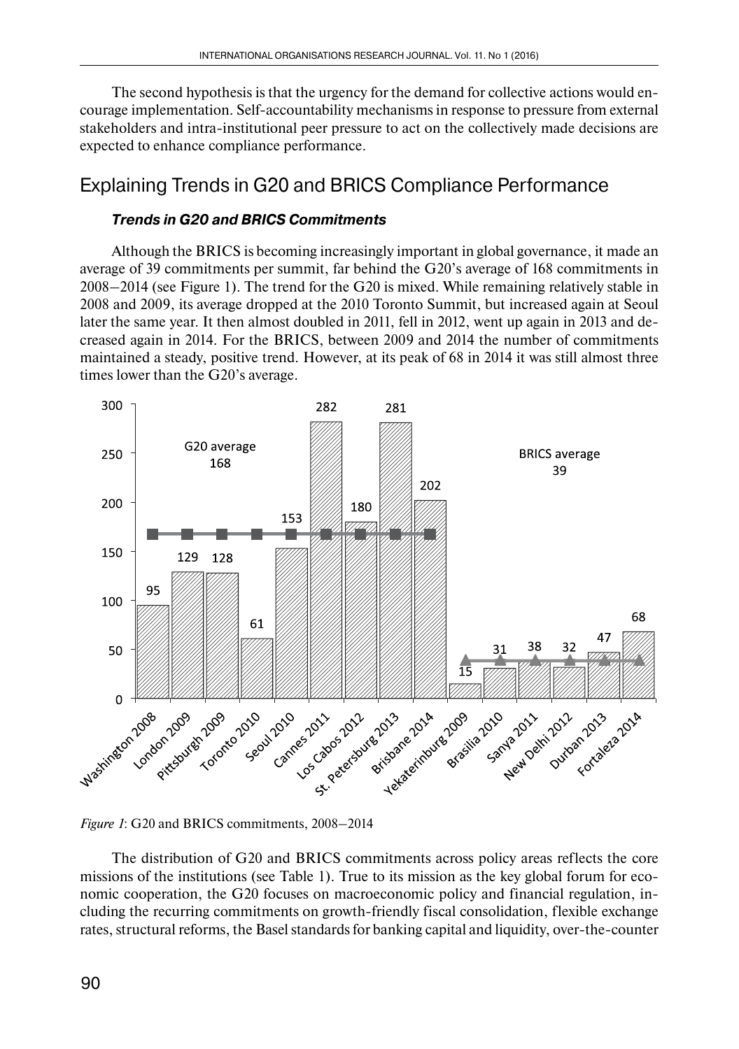The second hypothesis is that the urgency for the demand for collective actions would encourage implementation. Self-accountability mechanisms in response to pressure from external stakeholders and intra-institutional peer pressure to act on the collectively made decisions are expected to enhance compliance performance.

## Explaining Trends in G20 and BRICS Compliance Performance

### *Trends in G20 and BRICS Commitments*

Although the BRICS is becoming increasingly important in global governance, it made an average of 39 commitments per summit, far behind the G20's average of 168 commitments in 2008–2014 (see Figure 1). The trend for the G20 is mixed. While remaining relatively stable in 2008 and 2009, its average dropped at the 2010 Toronto Summit, but increased again at Seoul later the same year. It then almost doubled in 2011, fell in 2012, went up again in 2013 and decreased again in 2014. For the BRICS, between 2009 and 2014 the number of commitments maintained a steady, positive trend. However, at its peak of 68 in 2014 it was still almost three times lower than the G20's average.

| Summit | Commitments |
|---|---|
| Washington 2008 | 95 |
| London 2009 | 129 |
| Pittsburgh 2009 | 128 |
| Toronto 2010 | 61 |
| Seoul 2010 | 153 |
| Cannes 2011 | 282 |
| Los Cabos 2012 | 180 |
| St. Petersburg 2013 | 281 |
| Brisbane 2014 | 202 |
| Yekaterinburg 2009 | 15 |
| Brasilia 2010 | 31 |
| Sanya 2011 | 38 |
| New Delhi 2012 | 32 |
| Durban 2013 | 47 |
| Fortaleza 2014 | 68 |

G20 average 168; BRICS average 39

*Figure 1*: G20 and BRICS commitments, 2008–2014

The distribution of G20 and BRICS commitments across policy areas reflects the core missions of the institutions (see Table 1). True to its mission as the key global forum for economic cooperation, the G20 focuses on macroeconomic policy and financial regulation, including the recurring commitments on growth-friendly fiscal consolidation, flexible exchange rates, structural reforms, the Basel standards for banking capital and liquidity, over-the-counter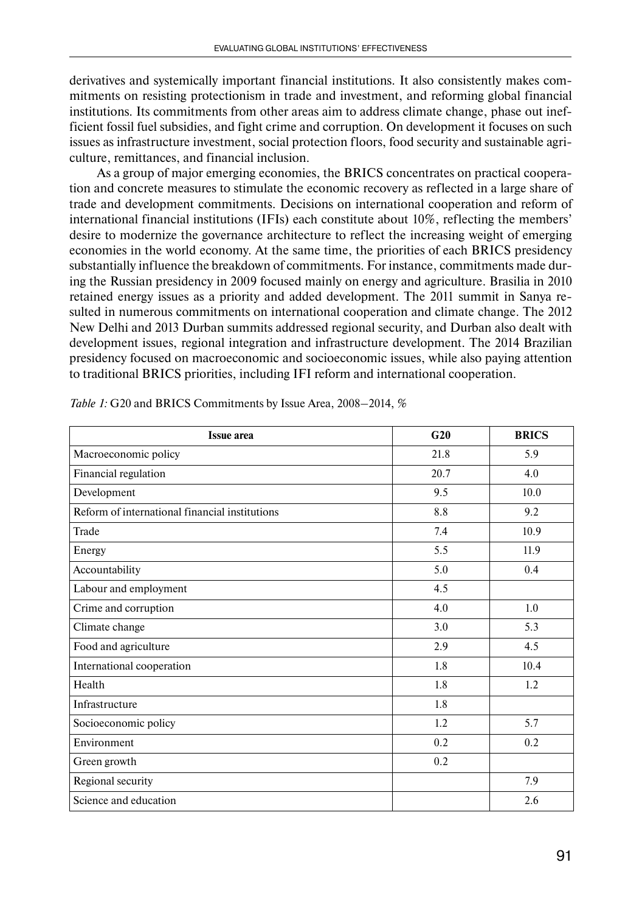derivatives and systemically important financial institutions. It also consistently makes commitments on resisting protectionism in trade and investment, and reforming global financial institutions. Its commitments from other areas aim to address climate change, phase out inefficient fossil fuel subsidies, and fight crime and corruption. On development it focuses on such issues as infrastructure investment, social protection floors, food security and sustainable agriculture, remittances, and financial inclusion.

As a group of major emerging economies, the BRICS concentrates on practical cooperation and concrete measures to stimulate the economic recovery as reflected in a large share of trade and development commitments. Decisions on international cooperation and reform of international financial institutions (IFIs) each constitute about 10%, reflecting the members' desire to modernize the governance architecture to reflect the increasing weight of emerging economies in the world economy. At the same time, the priorities of each BRICS presidency substantially influence the breakdown of commitments. For instance, commitments made during the Russian presidency in 2009 focused mainly on energy and agriculture. Brasilia in 2010 retained energy issues as a priority and added development. The 2011 summit in Sanya resulted in numerous commitments on international cooperation and climate change. The 2012 New Delhi and 2013 Durban summits addressed regional security, and Durban also dealt with development issues, regional integration and infrastructure development. The 2014 Brazilian presidency focused on macroeconomic and socioeconomic issues, while also paying attention to traditional BRICS priorities, including IFI reform and international cooperation.

*Table 1:* G20 and BRICS Commitments by Issue Area, 2008–2014, %

| Issue area | G20 | BRICS |
|---|---|---|
| Macroeconomic policy | 21.8 | 5.9 |
| Financial regulation | 20.7 | 4.0 |
| Development | 9.5 | 10.0 |
| Reform of international financial institutions | 8.8 | 9.2 |
| Trade | 7.4 | 10.9 |
| Energy | 5.5 | 11.9 |
| Accountability | 5.0 | 0.4 |
| Labour and employment | 4.5 | |
| Crime and corruption | 4.0 | 1.0 |
| Climate change | 3.0 | 5.3 |
| Food and agriculture | 2.9 | 4.5 |
| International cooperation | 1.8 | 10.4 |
| Health | 1.8 | 1.2 |
| Infrastructure | 1.8 | |
| Socioeconomic policy | 1.2 | 5.7 |
| Environment | 0.2 | 0.2 |
| Green growth | 0.2 | |
| Regional security | | 7.9 |
| Science and education | | 2.6 |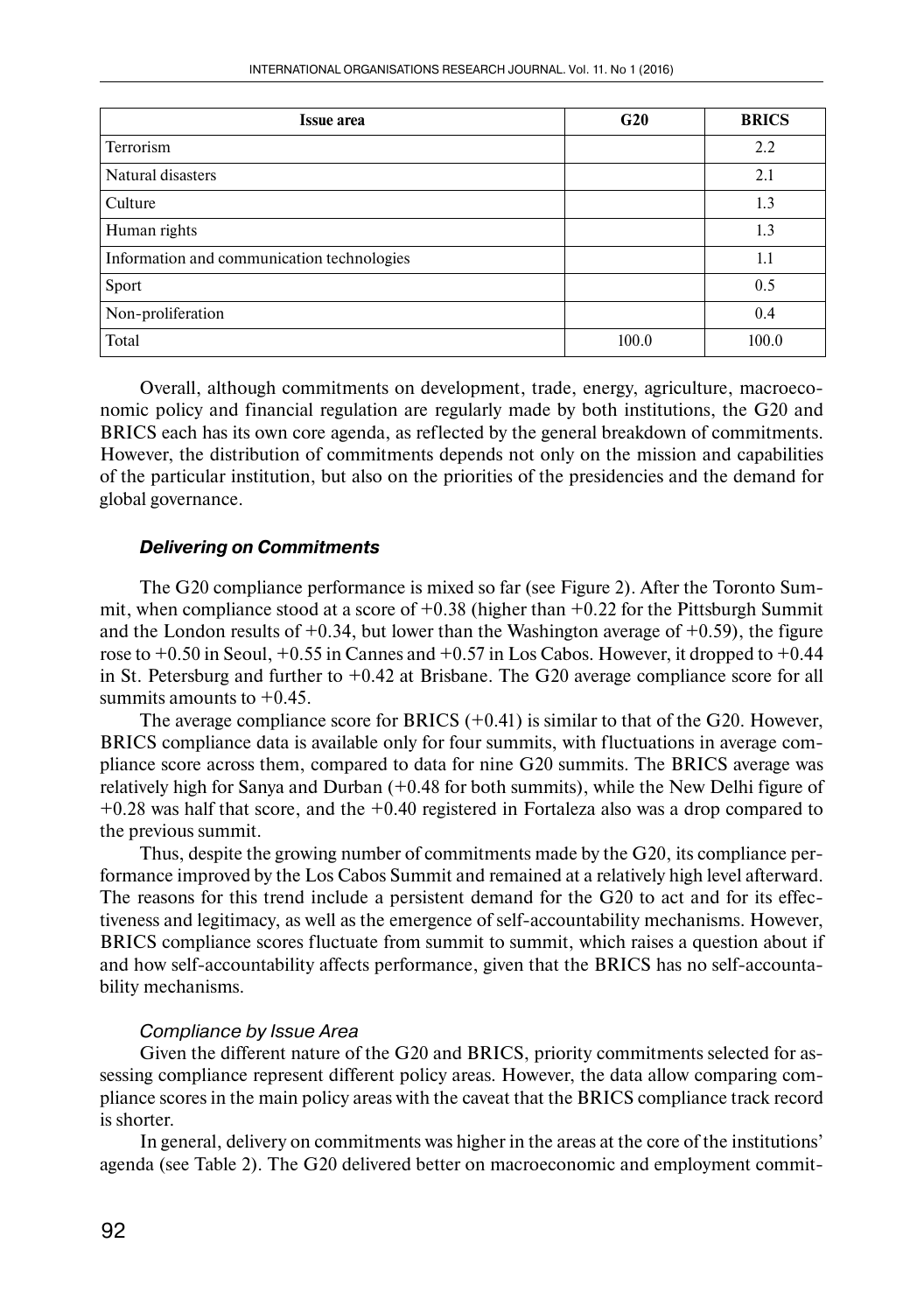| Issue area | G20 | BRICS |
|---|---|---|
| Terrorism | | 2.2 |
| Natural disasters | | 2.1 |
| Culture | | 1.3 |
| Human rights | | 1.3 |
| Information and communication technologies | | 1.1 |
| Sport | | 0.5 |
| Non-proliferation | | 0.4 |
| Total | 100.0 | 100.0 |

Overall, although commitments on development, trade, energy, agriculture, macroeconomic policy and financial regulation are regularly made by both institutions, the G20 and BRICS each has its own core agenda, as reflected by the general breakdown of commitments. However, the distribution of commitments depends not only on the mission and capabilities of the particular institution, but also on the priorities of the presidencies and the demand for global governance.

### *Delivering on Commitments*

The G20 compliance performance is mixed so far (see Figure 2). After the Toronto Summit, when compliance stood at a score of +0.38 (higher than +0.22 for the Pittsburgh Summit and the London results of +0.34, but lower than the Washington average of +0.59), the figure rose to +0.50 in Seoul, +0.55 in Cannes and +0.57 in Los Cabos. However, it dropped to +0.44 in St. Petersburg and further to +0.42 at Brisbane. The G20 average compliance score for all summits amounts to +0.45.

The average compliance score for BRICS (+0.41) is similar to that of the G20. However, BRICS compliance data is available only for four summits, with fluctuations in average compliance score across them, compared to data for nine G20 summits. The BRICS average was relatively high for Sanya and Durban (+0.48 for both summits), while the New Delhi figure of +0.28 was half that score, and the +0.40 registered in Fortaleza also was a drop compared to the previous summit.

Thus, despite the growing number of commitments made by the G20, its compliance performance improved by the Los Cabos Summit and remained at a relatively high level afterward. The reasons for this trend include a persistent demand for the G20 to act and for its effectiveness and legitimacy, as well as the emergence of self-accountability mechanisms. However, BRICS compliance scores fluctuate from summit to summit, which raises a question about if and how self-accountability affects performance, given that the BRICS has no self-accountability mechanisms.

#### *Compliance by Issue Area*

Given the different nature of the G20 and BRICS, priority commitments selected for assessing compliance represent different policy areas. However, the data allow comparing compliance scores in the main policy areas with the caveat that the BRICS compliance track record is shorter.

In general, delivery on commitments was higher in the areas at the core of the institutions' agenda (see Table 2). The G20 delivered better on macroeconomic and employment commit-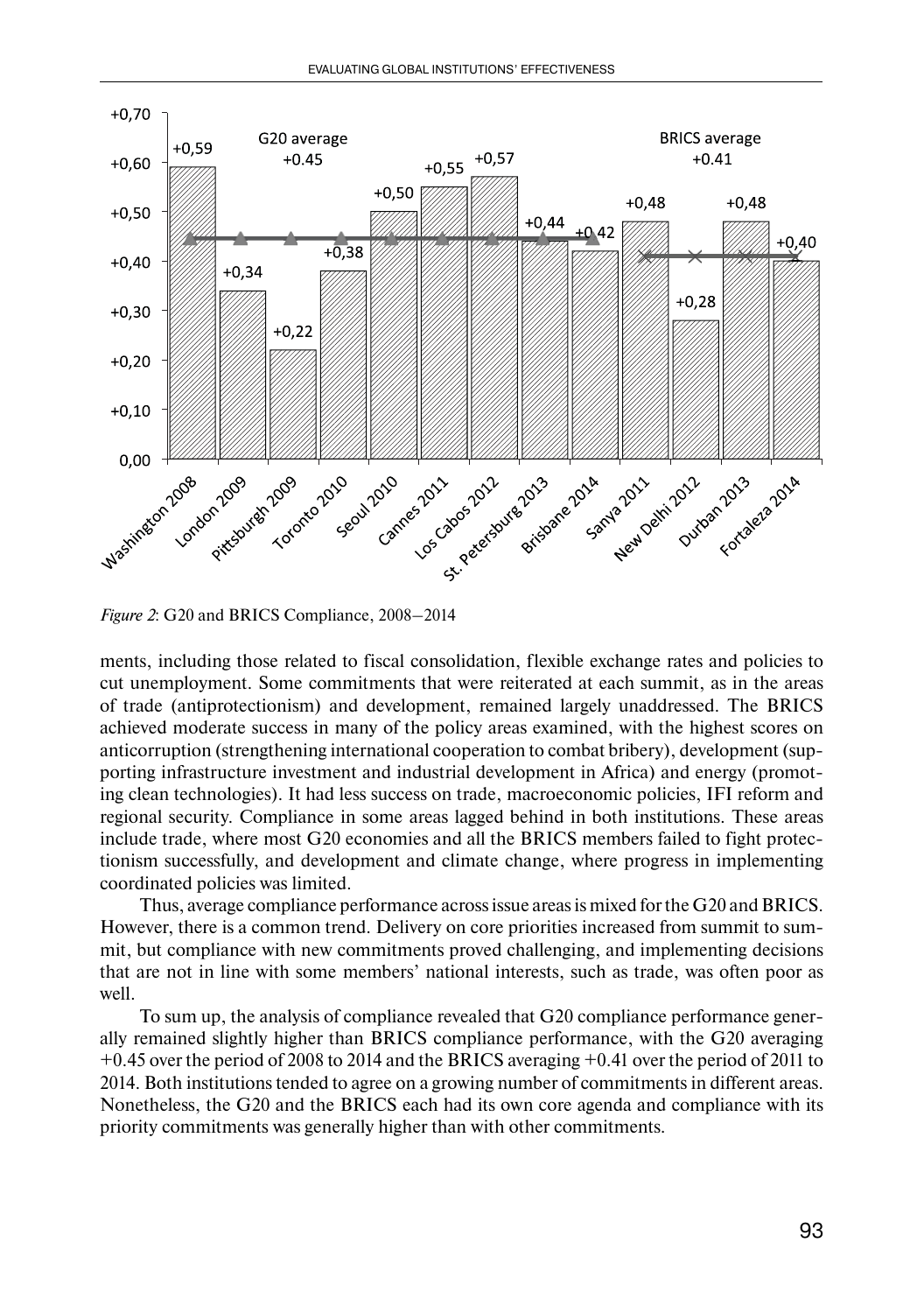*Figure 2*: G20 and BRICS Compliance, 2008–2014

ments, including those related to fiscal consolidation, flexible exchange rates and policies to cut unemployment. Some commitments that were reiterated at each summit, as in the areas of trade (antiprotectionism) and development, remained largely unaddressed. The BRICS achieved moderate success in many of the policy areas examined, with the highest scores on anticorruption (strengthening international cooperation to combat bribery), development (supporting infrastructure investment and industrial development in Africa) and energy (promoting clean technologies). It had less success on trade, macroeconomic policies, IFI reform and regional security. Compliance in some areas lagged behind in both institutions. These areas include trade, where most G20 economies and all the BRICS members failed to fight protectionism successfully, and development and climate change, where progress in implementing coordinated policies was limited.

Thus, average compliance performance across issue areas is mixed for the G20 and BRICS. However, there is a common trend. Delivery on core priorities increased from summit to summit, but compliance with new commitments proved challenging, and implementing decisions that are not in line with some members' national interests, such as trade, was often poor as well.

To sum up, the analysis of compliance revealed that G20 compliance performance generally remained slightly higher than BRICS compliance performance, with the G20 averaging +0.45 over the period of 2008 to 2014 and the BRICS averaging +0.41 over the period of 2011 to 2014. Both institutions tended to agree on a growing number of commitments in different areas. Nonetheless, the G20 and the BRICS each had its own core agenda and compliance with its priority commitments was generally higher than with other commitments.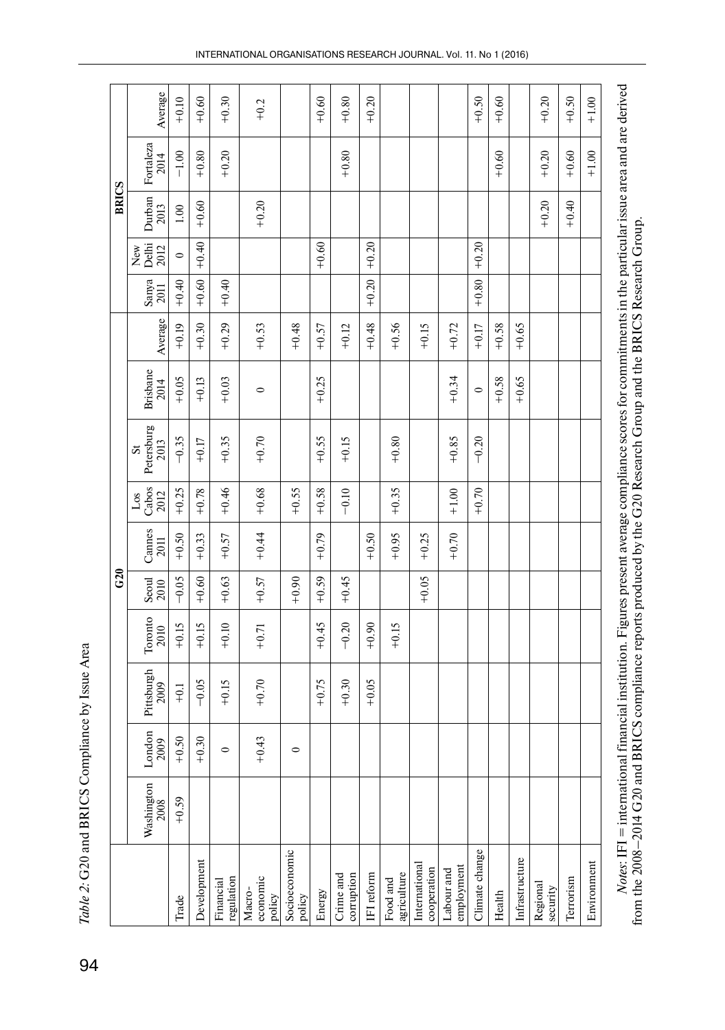*Table 2*: G20 and BRICS Compliance by Issue Area

| | G20 | | | | | | | | | | BRICS | | | | |
|---|---|---|---|---|---|---|---|---|---|---|---|---|---|---|---|
| | Washington 2008 | London 2009 | Pittsburgh 2009 | Toronto 2010 | Seoul 2010 | Cannes 2011 | Los Cabos 2012 | St Petersburg 2013 | Brisbane 2014 | Average | Sanya 2011 | New Delhi 2012 | Durban 2013 | Fortaleza 2014 | Average |
| Trade | +0.59 | +0.50 | +0.1 | +0.15 | −0.05 | +0.50 | +0.25 | −0.35 | +0.05 | +0.19 | +0.40 | 0 | 1.00 | −1.00 | +0.10 |
| Development | | +0.30 | −0.05 | +0.15 | +0.60 | +0.33 | +0.78 | +0.17 | +0.13 | +0.30 | +0.60 | +0.40 | +0.60 | +0.80 | +0.60 |
| Financial regulation | | 0 | +0.15 | +0.10 | +0.63 | +0.57 | +0.46 | +0.35 | +0.03 | +0.29 | +0.40 | | | +0.20 | +0.30 |
| Macro-economic policy | | +0.43 | +0.70 | +0.71 | +0.57 | +0.44 | +0.68 | +0.70 | 0 | +0.53 | | | +0.20 | | +0.2 |
| Socioeconomic policy | | 0 | | | +0.90 | | +0.55 | | | +0.48 | | | | | |
| Energy | | | +0.75 | +0.45 | +0.59 | +0.79 | +0.58 | +0.55 | +0.25 | +0.57 | | +0.60 | | | +0.60 |
| Crime and corruption | | | +0.30 | −0.20 | +0.45 | | −0.10 | +0.15 | | +0.12 | | | | +0.80 | +0.80 |
| IFI reform | | | +0.05 | +0.90 | | +0.50 | | | | +0.48 | +0.20 | +0.20 | | | +0.20 |
| Food and agriculture | | | | +0.15 | | +0.95 | +0.35 | +0.80 | | +0.56 | | | | | |
| International cooperation | | | | | +0.05 | +0.25 | | | | +0.15 | | | | | |
| Labour and employment | | | | | | +0.70 | +1.00 | +0.85 | +0.34 | +0.72 | | | | | |
| Climate change | | | | | | | +0.70 | −0.20 | 0 | +0.17 | +0.80 | +0.20 | | | +0.50 |
| Health | | | | | | | | | +0.58 | +0.58 | | | | +0.60 | +0.60 |
| Infrastructure | | | | | | | | | +0.65 | +0.65 | | | | | |
| Regional security | | | | | | | | | | | | | +0.20 | +0.20 | +0.20 |
| Terrorism | | | | | | | | | | | | | +0.40 | +0.60 | +0.50 |
| Environment | | | | | | | | | | | | | | +1.00 | +1.00 |

*Notes*: IFI = international financial institution. Figures present average compliance scores for commitments in the particular issue area and are derived from the 2008–2014 G20 and BRICS compliance reports produced by the G20 Research Group and the BRICS Research Group.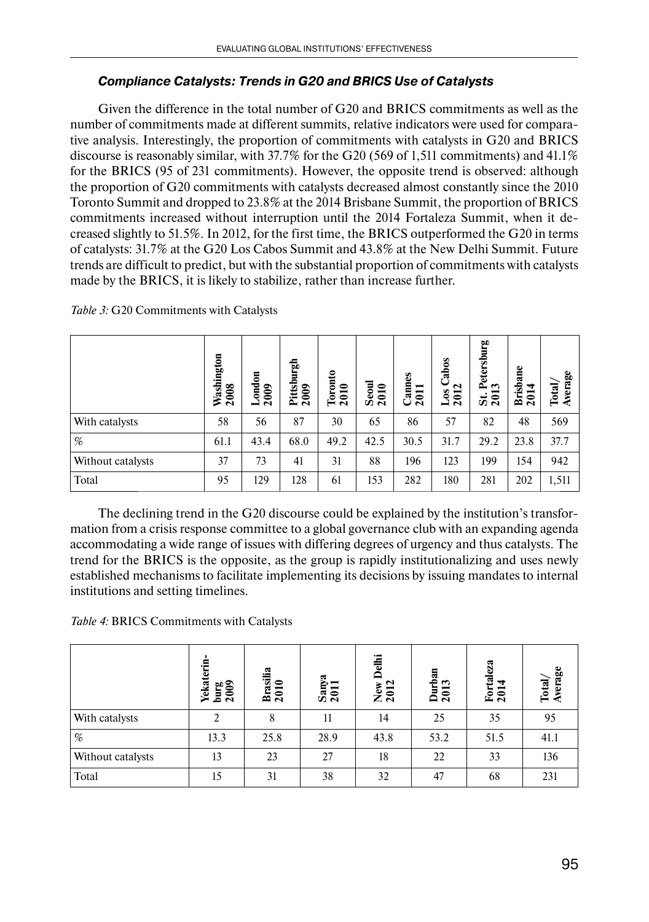### *Compliance Catalysts: Trends in G20 and BRICS Use of Catalysts*

Given the difference in the total number of G20 and BRICS commitments as well as the number of commitments made at different summits, relative indicators were used for comparative analysis. Interestingly, the proportion of commitments with catalysts in G20 and BRICS discourse is reasonably similar, with 37.7% for the G20 (569 of 1,511 commitments) and 41.1% for the BRICS (95 of 231 commitments). However, the opposite trend is observed: although the proportion of G20 commitments with catalysts decreased almost constantly since the 2010 Toronto Summit and dropped to 23.8% at the 2014 Brisbane Summit, the proportion of BRICS commitments increased without interruption until the 2014 Fortaleza Summit, when it decreased slightly to 51.5%. In 2012, for the first time, the BRICS outperformed the G20 in terms of catalysts: 31.7% at the G20 Los Cabos Summit and 43.8% at the New Delhi Summit. Future trends are difficult to predict, but with the substantial proportion of commitments with catalysts made by the BRICS, it is likely to stabilize, rather than increase further.

*Table 3:* G20 Commitments with Catalysts

| | Washington 2008 | London 2009 | Pittsburgh 2009 | Toronto 2010 | Seoul 2010 | Cannes 2011 | Los Cabos 2012 | St. Petersburg 2013 | Brisbane 2014 | Total/ Average |
|---|---|---|---|---|---|---|---|---|---|---|
| With catalysts | 58 | 56 | 87 | 30 | 65 | 86 | 57 | 82 | 48 | 569 |
| % | 61.1 | 43.4 | 68.0 | 49.2 | 42.5 | 30.5 | 31.7 | 29.2 | 23.8 | 37.7 |
| Without catalysts | 37 | 73 | 41 | 31 | 88 | 196 | 123 | 199 | 154 | 942 |
| Total | 95 | 129 | 128 | 61 | 153 | 282 | 180 | 281 | 202 | 1,511 |

The declining trend in the G20 discourse could be explained by the institution's transformation from a crisis response committee to a global governance club with an expanding agenda accommodating a wide range of issues with differing degrees of urgency and thus catalysts. The trend for the BRICS is the opposite, as the group is rapidly institutionalizing and uses newly established mechanisms to facilitate implementing its decisions by issuing mandates to internal institutions and setting timelines.

*Table 4:* BRICS Commitments with Catalysts

| | Yekaterinburg 2009 | Brasilia 2010 | Sanya 2011 | New Delhi 2012 | Durban 2013 | Fortaleza 2014 | Total/ Average |
|---|---|---|---|---|---|---|---|
| With catalysts | 2 | 8 | 11 | 14 | 25 | 35 | 95 |
| % | 13.3 | 25.8 | 28.9 | 43.8 | 53.2 | 51.5 | 41.1 |
| Without catalysts | 13 | 23 | 27 | 18 | 22 | 33 | 136 |
| Total | 15 | 31 | 38 | 32 | 47 | 68 | 231 |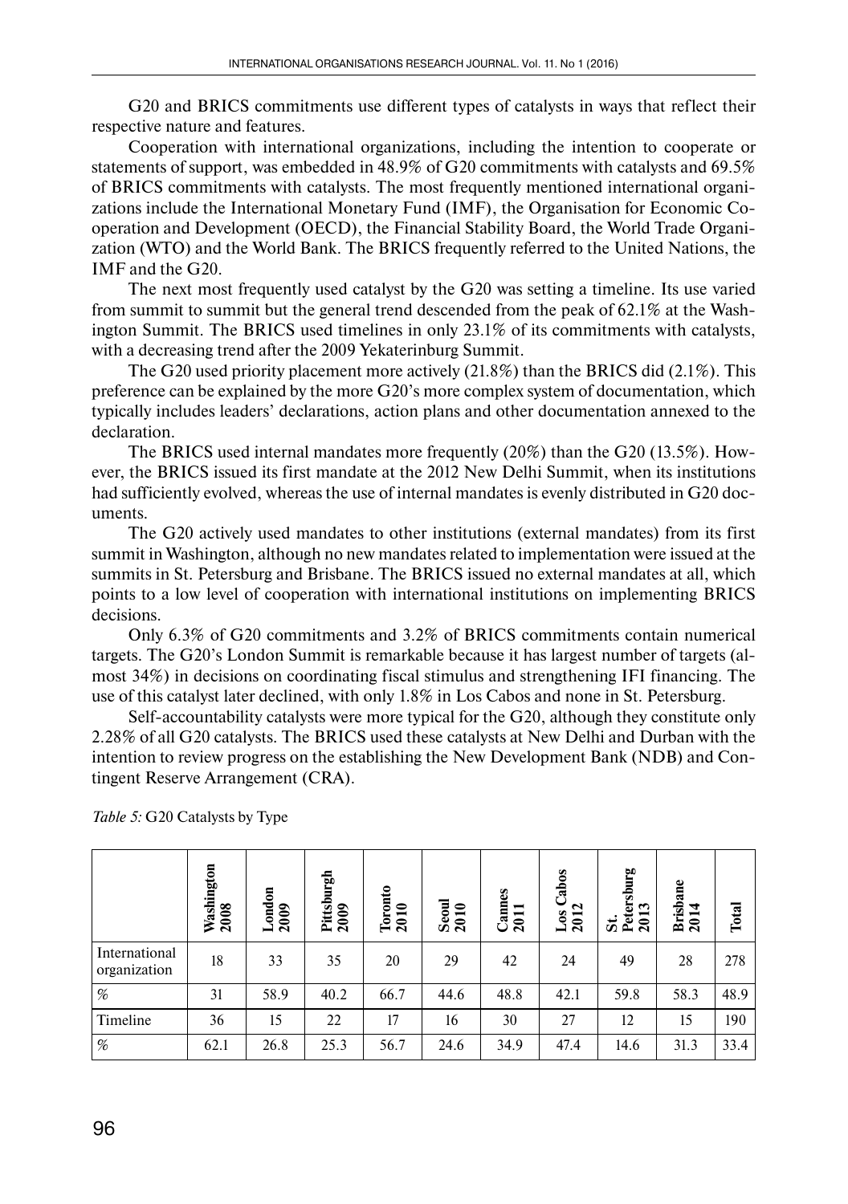G20 and BRICS commitments use different types of catalysts in ways that reflect their respective nature and features.

Cooperation with international organizations, including the intention to cooperate or statements of support, was embedded in 48.9% of G20 commitments with catalysts and 69.5% of BRICS commitments with catalysts. The most frequently mentioned international organizations include the International Monetary Fund (IMF), the Organisation for Economic Co-operation and Development (OECD), the Financial Stability Board, the World Trade Organization (WTO) and the World Bank. The BRICS frequently referred to the United Nations, the IMF and the G20.

The next most frequently used catalyst by the G20 was setting a timeline. Its use varied from summit to summit but the general trend descended from the peak of 62.1% at the Washington Summit. The BRICS used timelines in only 23.1% of its commitments with catalysts, with a decreasing trend after the 2009 Yekaterinburg Summit.

The G20 used priority placement more actively (21.8%) than the BRICS did (2.1%). This preference can be explained by the more G20's more complex system of documentation, which typically includes leaders' declarations, action plans and other documentation annexed to the declaration.

The BRICS used internal mandates more frequently (20%) than the G20 (13.5%). However, the BRICS issued its first mandate at the 2012 New Delhi Summit, when its institutions had sufficiently evolved, whereas the use of internal mandates is evenly distributed in G20 documents.

The G20 actively used mandates to other institutions (external mandates) from its first summit in Washington, although no new mandates related to implementation were issued at the summits in St. Petersburg and Brisbane. The BRICS issued no external mandates at all, which points to a low level of cooperation with international institutions on implementing BRICS decisions.

Only 6.3% of G20 commitments and 3.2% of BRICS commitments contain numerical targets. The G20's London Summit is remarkable because it has largest number of targets (almost 34%) in decisions on coordinating fiscal stimulus and strengthening IFI financing. The use of this catalyst later declined, with only 1.8% in Los Cabos and none in St. Petersburg.

Self-accountability catalysts were more typical for the G20, although they constitute only 2.28% of all G20 catalysts. The BRICS used these catalysts at New Delhi and Durban with the intention to review progress on the establishing the New Development Bank (NDB) and Contingent Reserve Arrangement (CRA).

*Table 5:* G20 Catalysts by Type

| | Washington 2008 | London 2009 | Pittsburgh 2009 | Toronto 2010 | Seoul 2010 | Cannes 2011 | Los Cabos 2012 | St. Petersburg 2013 | Brisbane 2014 | Total |
|---|---|---|---|---|---|---|---|---|---|---|
| International organization | 18 | 33 | 35 | 20 | 29 | 42 | 24 | 49 | 28 | 278 |
| % | 31 | 58.9 | 40.2 | 66.7 | 44.6 | 48.8 | 42.1 | 59.8 | 58.3 | 48.9 |
| Timeline | 36 | 15 | 22 | 17 | 16 | 30 | 27 | 12 | 15 | 190 |
| % | 62.1 | 26.8 | 25.3 | 56.7 | 24.6 | 34.9 | 47.4 | 14.6 | 31.3 | 33.4 |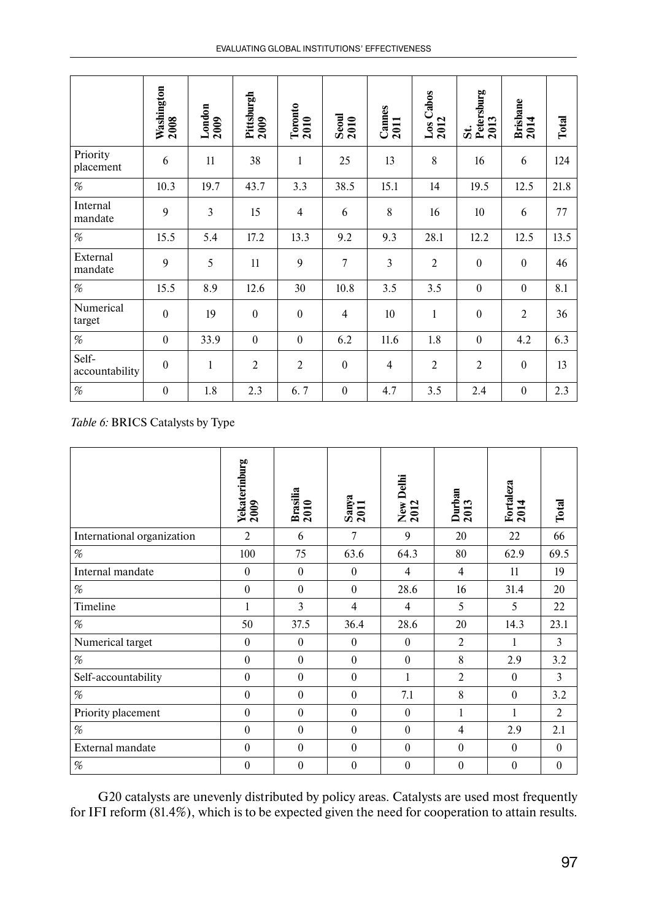| | Washington 2008 | London 2009 | Pittsburgh 2009 | Toronto 2010 | Seoul 2010 | Cannes 2011 | Los Cabos 2012 | St. Petersburg 2013 | Brisbane 2014 | Total |
|---|---|---|---|---|---|---|---|---|---|---|
| Priority placement | 6 | 11 | 38 | 1 | 25 | 13 | 8 | 16 | 6 | 124 |
| % | 10.3 | 19.7 | 43.7 | 3.3 | 38.5 | 15.1 | 14 | 19.5 | 12.5 | 21.8 |
| Internal mandate | 9 | 3 | 15 | 4 | 6 | 8 | 16 | 10 | 6 | 77 |
| % | 15.5 | 5.4 | 17.2 | 13.3 | 9.2 | 9.3 | 28.1 | 12.2 | 12.5 | 13.5 |
| External mandate | 9 | 5 | 11 | 9 | 7 | 3 | 2 | 0 | 0 | 46 |
| % | 15.5 | 8.9 | 12.6 | 30 | 10.8 | 3.5 | 3.5 | 0 | 0 | 8.1 |
| Numerical target | 0 | 19 | 0 | 0 | 4 | 10 | 1 | 0 | 2 | 36 |
| % | 0 | 33.9 | 0 | 0 | 6.2 | 11.6 | 1.8 | 0 | 4.2 | 6.3 |
| Self-accountability | 0 | 1 | 2 | 2 | 0 | 4 | 2 | 2 | 0 | 13 |
| % | 0 | 1.8 | 2.3 | 6. 7 | 0 | 4.7 | 3.5 | 2.4 | 0 | 2.3 |

*Table 6:* BRICS Catalysts by Type

| | Yekaterinburg 2009 | Brasilia 2010 | Sanya 2011 | New Delhi 2012 | Durban 2013 | Fortaleza 2014 | Total |
|---|---|---|---|---|---|---|---|
| International organization | 2 | 6 | 7 | 9 | 20 | 22 | 66 |
| % | 100 | 75 | 63.6 | 64.3 | 80 | 62.9 | 69.5 |
| Internal mandate | 0 | 0 | 0 | 4 | 4 | 11 | 19 |
| % | 0 | 0 | 0 | 28.6 | 16 | 31.4 | 20 |
| Timeline | 1 | 3 | 4 | 4 | 5 | 5 | 22 |
| % | 50 | 37.5 | 36.4 | 28.6 | 20 | 14.3 | 23.1 |
| Numerical target | 0 | 0 | 0 | 0 | 2 | 1 | 3 |
| % | 0 | 0 | 0 | 0 | 8 | 2.9 | 3.2 |
| Self-accountability | 0 | 0 | 0 | 1 | 2 | 0 | 3 |
| % | 0 | 0 | 0 | 7.1 | 8 | 0 | 3.2 |
| Priority placement | 0 | 0 | 0 | 0 | 1 | 1 | 2 |
| % | 0 | 0 | 0 | 0 | 4 | 2.9 | 2.1 |
| External mandate | 0 | 0 | 0 | 0 | 0 | 0 | 0 |
| % | 0 | 0 | 0 | 0 | 0 | 0 | 0 |

G20 catalysts are unevenly distributed by policy areas. Catalysts are used most frequently for IFI reform (81.4%), which is to be expected given the need for cooperation to attain results.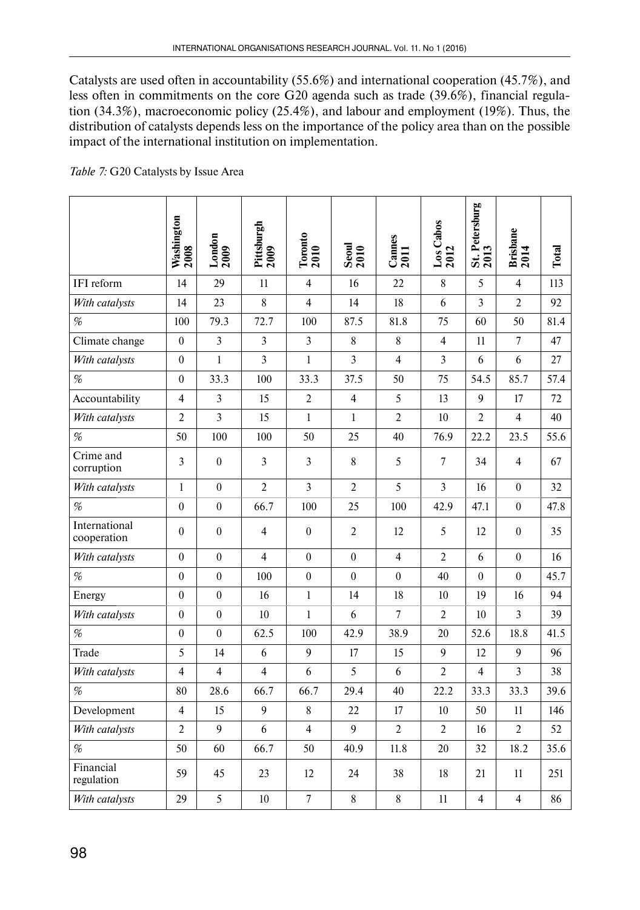Catalysts are used often in accountability (55.6%) and international cooperation (45.7%), and less often in commitments on the core G20 agenda such as trade (39.6%), financial regulation (34.3%), macroeconomic policy (25.4%), and labour and employment (19%). Thus, the distribution of catalysts depends less on the importance of the policy area than on the possible impact of the international institution on implementation.

*Table 7:* G20 Catalysts by Issue Area

| | Washington 2008 | London 2009 | Pittsburgh 2009 | Toronto 2010 | Seoul 2010 | Cannes 2011 | Los Cabos 2012 | St. Petersburg 2013 | Brisbane 2014 | Total |
|---|---|---|---|---|---|---|---|---|---|---|
| IFI reform | 14 | 29 | 11 | 4 | 16 | 22 | 8 | 5 | 4 | 113 |
| *With catalysts* | 14 | 23 | 8 | 4 | 14 | 18 | 6 | 3 | 2 | 92 |
| *%* | 100 | 79.3 | 72.7 | 100 | 87.5 | 81.8 | 75 | 60 | 50 | 81.4 |
| Climate change | 0 | 3 | 3 | 3 | 8 | 8 | 4 | 11 | 7 | 47 |
| *With catalysts* | 0 | 1 | 3 | 1 | 3 | 4 | 3 | 6 | 6 | 27 |
| *%* | 0 | 33.3 | 100 | 33.3 | 37.5 | 50 | 75 | 54.5 | 85.7 | 57.4 |
| Accountability | 4 | 3 | 15 | 2 | 4 | 5 | 13 | 9 | 17 | 72 |
| *With catalysts* | 2 | 3 | 15 | 1 | 1 | 2 | 10 | 2 | 4 | 40 |
| *%* | 50 | 100 | 100 | 50 | 25 | 40 | 76.9 | 22.2 | 23.5 | 55.6 |
| Crime and corruption | 3 | 0 | 3 | 3 | 8 | 5 | 7 | 34 | 4 | 67 |
| *With catalysts* | 1 | 0 | 2 | 3 | 2 | 5 | 3 | 16 | 0 | 32 |
| *%* | 0 | 0 | 66.7 | 100 | 25 | 100 | 42.9 | 47.1 | 0 | 47.8 |
| International cooperation | 0 | 0 | 4 | 0 | 2 | 12 | 5 | 12 | 0 | 35 |
| *With catalysts* | 0 | 0 | 4 | 0 | 0 | 4 | 2 | 6 | 0 | 16 |
| *%* | 0 | 0 | 100 | 0 | 0 | 0 | 40 | 0 | 0 | 45.7 |
| Energy | 0 | 0 | 16 | 1 | 14 | 18 | 10 | 19 | 16 | 94 |
| *With catalysts* | 0 | 0 | 10 | 1 | 6 | 7 | 2 | 10 | 3 | 39 |
| *%* | 0 | 0 | 62.5 | 100 | 42.9 | 38.9 | 20 | 52.6 | 18.8 | 41.5 |
| Trade | 5 | 14 | 6 | 9 | 17 | 15 | 9 | 12 | 9 | 96 |
| *With catalysts* | 4 | 4 | 4 | 6 | 5 | 6 | 2 | 4 | 3 | 38 |
| *%* | 80 | 28.6 | 66.7 | 66.7 | 29.4 | 40 | 22.2 | 33.3 | 33.3 | 39.6 |
| Development | 4 | 15 | 9 | 8 | 22 | 17 | 10 | 50 | 11 | 146 |
| *With catalysts* | 2 | 9 | 6 | 4 | 9 | 2 | 2 | 16 | 2 | 52 |
| *%* | 50 | 60 | 66.7 | 50 | 40.9 | 11.8 | 20 | 32 | 18.2 | 35.6 |
| Financial regulation | 59 | 45 | 23 | 12 | 24 | 38 | 18 | 21 | 11 | 251 |
| *With catalysts* | 29 | 5 | 10 | 7 | 8 | 8 | 11 | 4 | 4 | 86 |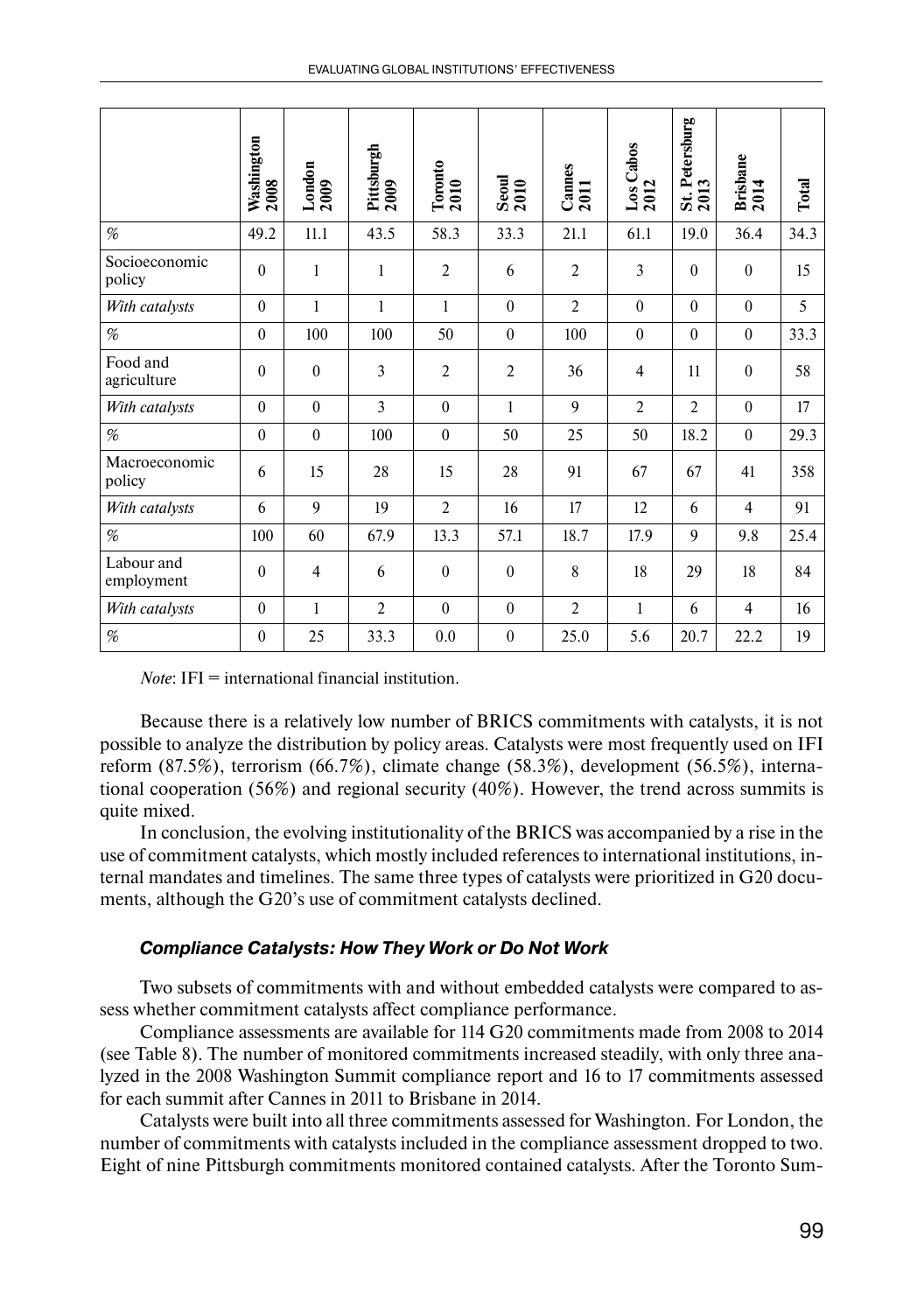| | Washington 2008 | London 2009 | Pittsburgh 2009 | Toronto 2010 | Seoul 2010 | Cannes 2011 | Los Cabos 2012 | St. Petersburg 2013 | Brisbane 2014 | Total |
|---|---|---|---|---|---|---|---|---|---|---|
| *%* | 49.2 | 11.1 | 43.5 | 58.3 | 33.3 | 21.1 | 61.1 | 19.0 | 36.4 | 34.3 |
| Socioeconomic policy | 0 | 1 | 1 | 2 | 6 | 2 | 3 | 0 | 0 | 15 |
| *With catalysts* | 0 | 1 | 1 | 1 | 0 | 2 | 0 | 0 | 0 | 5 |
| *%* | 0 | 100 | 100 | 50 | 0 | 100 | 0 | 0 | 0 | 33.3 |
| Food and agriculture | 0 | 0 | 3 | 2 | 2 | 36 | 4 | 11 | 0 | 58 |
| *With catalysts* | 0 | 0 | 3 | 0 | 1 | 9 | 2 | 2 | 0 | 17 |
| *%* | 0 | 0 | 100 | 0 | 50 | 25 | 50 | 18.2 | 0 | 29.3 |
| Macroeconomic policy | 6 | 15 | 28 | 15 | 28 | 91 | 67 | 67 | 41 | 358 |
| *With catalysts* | 6 | 9 | 19 | 2 | 16 | 17 | 12 | 6 | 4 | 91 |
| *%* | 100 | 60 | 67.9 | 13.3 | 57.1 | 18.7 | 17.9 | 9 | 9.8 | 25.4 |
| Labour and employment | 0 | 4 | 6 | 0 | 0 | 8 | 18 | 29 | 18 | 84 |
| *With catalysts* | 0 | 1 | 2 | 0 | 0 | 2 | 1 | 6 | 4 | 16 |
| *%* | 0 | 25 | 33.3 | 0.0 | 0 | 25.0 | 5.6 | 20.7 | 22.2 | 19 |

*Note*: IFI = international financial institution.

Because there is a relatively low number of BRICS commitments with catalysts, it is not possible to analyze the distribution by policy areas. Catalysts were most frequently used on IFI reform (87.5%), terrorism (66.7%), climate change (58.3%), development (56.5%), international cooperation (56%) and regional security (40%). However, the trend across summits is quite mixed.

In conclusion, the evolving institutionality of the BRICS was accompanied by a rise in the use of commitment catalysts, which mostly included references to international institutions, internal mandates and timelines. The same three types of catalysts were prioritized in G20 documents, although the G20's use of commitment catalysts declined.

#### *Compliance Catalysts: How They Work or Do Not Work*

Two subsets of commitments with and without embedded catalysts were compared to assess whether commitment catalysts affect compliance performance.

Compliance assessments are available for 114 G20 commitments made from 2008 to 2014 (see Table 8). The number of monitored commitments increased steadily, with only three analyzed in the 2008 Washington Summit compliance report and 16 to 17 commitments assessed for each summit after Cannes in 2011 to Brisbane in 2014.

Catalysts were built into all three commitments assessed for Washington. For London, the number of commitments with catalysts included in the compliance assessment dropped to two. Eight of nine Pittsburgh commitments monitored contained catalysts. After the Toronto Sum-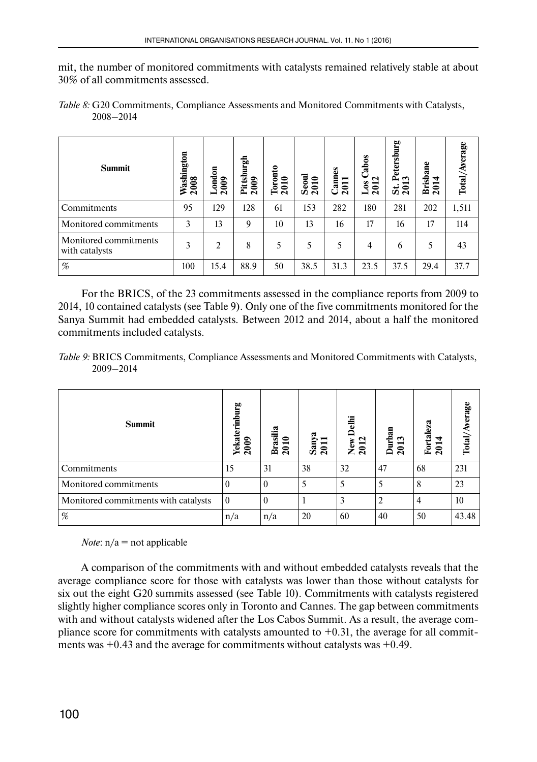mit, the number of monitored commitments with catalysts remained relatively stable at about 30% of all commitments assessed.

*Table 8:* G20 Commitments, Compliance Assessments and Monitored Commitments with Catalysts, 2008–2014

| Summit | Washington 2008 | London 2009 | Pittsburgh 2009 | Toronto 2010 | Seoul 2010 | Cannes 2011 | Los Cabos 2012 | St. Petersburg 2013 | Brisbane 2014 | Total/Average |
|---|---|---|---|---|---|---|---|---|---|---|
| Commitments | 95 | 129 | 128 | 61 | 153 | 282 | 180 | 281 | 202 | 1,511 |
| Monitored commitments | 3 | 13 | 9 | 10 | 13 | 16 | 17 | 16 | 17 | 114 |
| Monitored commitments with catalysts | 3 | 2 | 8 | 5 | 5 | 5 | 4 | 6 | 5 | 43 |
| % | 100 | 15.4 | 88.9 | 50 | 38.5 | 31.3 | 23.5 | 37.5 | 29.4 | 37.7 |

For the BRICS, of the 23 commitments assessed in the compliance reports from 2009 to 2014, 10 contained catalysts (see Table 9). Only one of the five commitments monitored for the Sanya Summit had embedded catalysts. Between 2012 and 2014, about a half the monitored commitments included catalysts.

*Table 9:* BRICS Commitments, Compliance Assessments and Monitored Commitments with Catalysts, 2009–2014

| Summit | Yekaterinburg 2009 | Brasilia 2010 | Sanya 2011 | New Delhi 2012 | Durban 2013 | Fortaleza 2014 | Total/Average |
|---|---|---|---|---|---|---|---|
| Commitments | 15 | 31 | 38 | 32 | 47 | 68 | 231 |
| Monitored commitments | 0 | 0 | 5 | 5 | 5 | 8 | 23 |
| Monitored commitments with catalysts | 0 | 0 | 1 | 3 | 2 | 4 | 10 |
| % | n/a | n/a | 20 | 60 | 40 | 50 | 43.48 |

*Note*: n/a = not applicable

A comparison of the commitments with and without embedded catalysts reveals that the average compliance score for those with catalysts was lower than those without catalysts for six out the eight G20 summits assessed (see Table 10). Commitments with catalysts registered slightly higher compliance scores only in Toronto and Cannes. The gap between commitments with and without catalysts widened after the Los Cabos Summit. As a result, the average compliance score for commitments with catalysts amounted to +0.31, the average for all commitments was +0.43 and the average for commitments without catalysts was +0.49.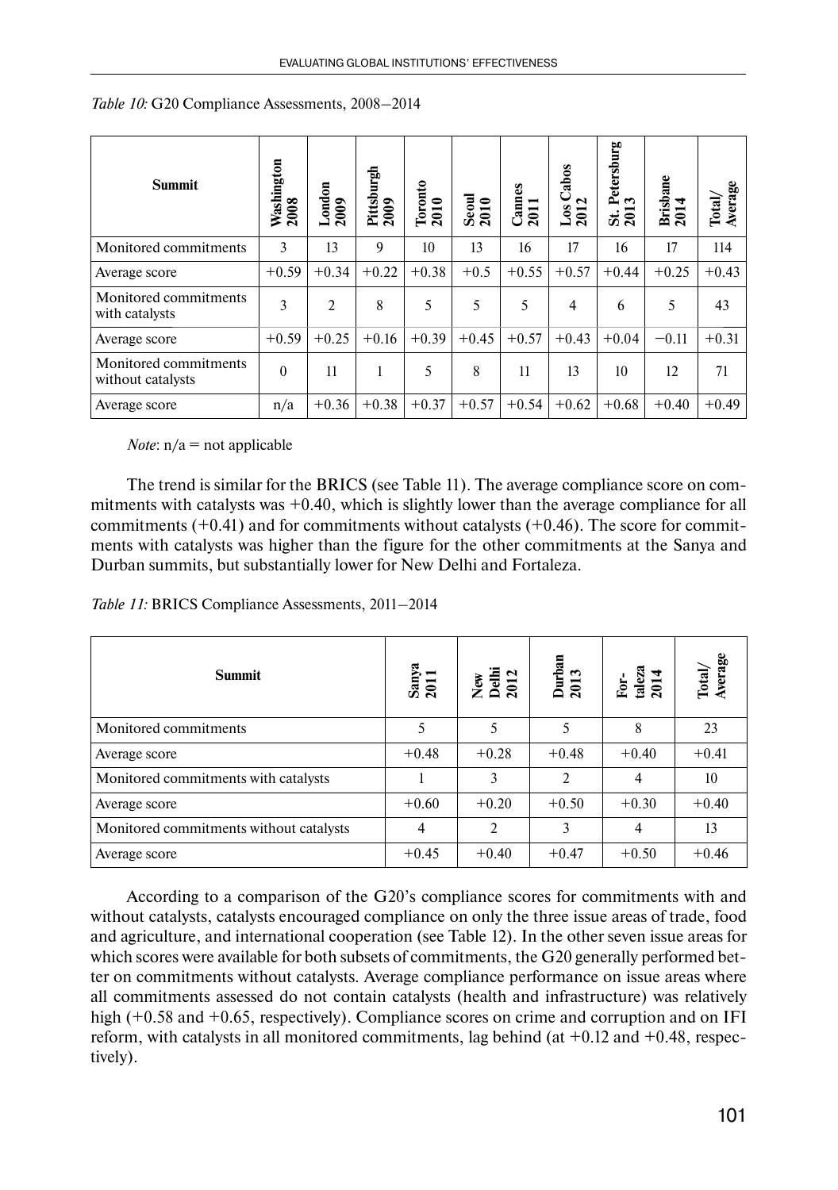*Table 10:* G20 Compliance Assessments, 2008–2014

| Summit | Washington 2008 | London 2009 | Pittsburgh 2009 | Toronto 2010 | Seoul 2010 | Cannes 2011 | Los Cabos 2012 | St. Petersburg 2013 | Brisbane 2014 | Total/ Average |
|---|---|---|---|---|---|---|---|---|---|---|
| Monitored commitments | 3 | 13 | 9 | 10 | 13 | 16 | 17 | 16 | 17 | 114 |
| Average score | +0.59 | +0.34 | +0.22 | +0.38 | +0.5 | +0.55 | +0.57 | +0.44 | +0.25 | +0.43 |
| Monitored commitments with catalysts | 3 | 2 | 8 | 5 | 5 | 5 | 4 | 6 | 5 | 43 |
| Average score | +0.59 | +0.25 | +0.16 | +0.39 | +0.45 | +0.57 | +0.43 | +0.04 | −0.11 | +0.31 |
| Monitored commitments without catalysts | 0 | 11 | 1 | 5 | 8 | 11 | 13 | 10 | 12 | 71 |
| Average score | n/a | +0.36 | +0.38 | +0.37 | +0.57 | +0.54 | +0.62 | +0.68 | +0.40 | +0.49 |

*Note*: n/a = not applicable

The trend is similar for the BRICS (see Table 11). The average compliance score on commitments with catalysts was +0.40, which is slightly lower than the average compliance for all commitments (+0.41) and for commitments without catalysts (+0.46). The score for commitments with catalysts was higher than the figure for the other commitments at the Sanya and Durban summits, but substantially lower for New Delhi and Fortaleza.

*Table 11:* BRICS Compliance Assessments, 2011–2014

| Summit | Sanya 2011 | New Delhi 2012 | Durban 2013 | Fortaleza 2014 | Total/ Average |
|---|---|---|---|---|---|
| Monitored commitments | 5 | 5 | 5 | 8 | 23 |
| Average score | +0.48 | +0.28 | +0.48 | +0.40 | +0.41 |
| Monitored commitments with catalysts | 1 | 3 | 2 | 4 | 10 |
| Average score | +0.60 | +0.20 | +0.50 | +0.30 | +0.40 |
| Monitored commitments without catalysts | 4 | 2 | 3 | 4 | 13 |
| Average score | +0.45 | +0.40 | +0.47 | +0.50 | +0.46 |

According to a comparison of the G20's compliance scores for commitments with and without catalysts, catalysts encouraged compliance on only the three issue areas of trade, food and agriculture, and international cooperation (see Table 12). In the other seven issue areas for which scores were available for both subsets of commitments, the G20 generally performed better on commitments without catalysts. Average compliance performance on issue areas where all commitments assessed do not contain catalysts (health and infrastructure) was relatively high (+0.58 and +0.65, respectively). Compliance scores on crime and corruption and on IFI reform, with catalysts in all monitored commitments, lag behind (at +0.12 and +0.48, respectively).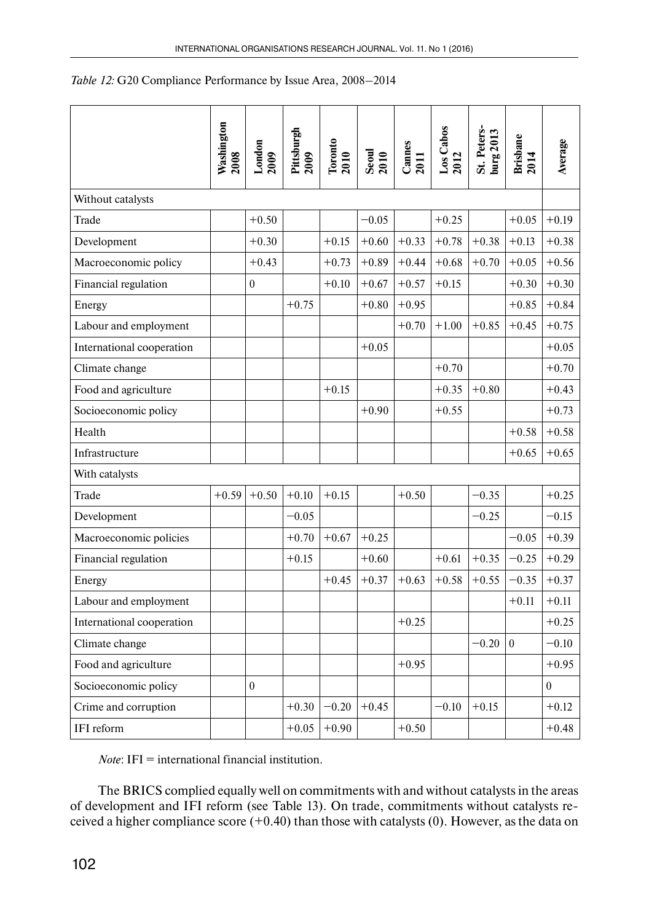*Table 12:* G20 Compliance Performance by Issue Area, 2008–2014

| | Washington 2008 | London 2009 | Pittsburgh 2009 | Toronto 2010 | Seoul 2010 | Cannes 2011 | Los Cabos 2012 | St. Petersburg 2013 | Brisbane 2014 | Average |
|---|---|---|---|---|---|---|---|---|---|---|
| Without catalysts | | | | | | | | | | |
| Trade | | +0.50 | | | −0.05 | | +0.25 | | +0.05 | +0.19 |
| Development | | +0.30 | | +0.15 | +0.60 | +0.33 | +0.78 | +0.38 | +0.13 | +0.38 |
| Macroeconomic policy | | +0.43 | | +0.73 | +0.89 | +0.44 | +0.68 | +0.70 | +0.05 | +0.56 |
| Financial regulation | | 0 | | +0.10 | +0.67 | +0.57 | +0.15 | | +0.30 | +0.30 |
| Energy | | | +0.75 | | +0.80 | +0.95 | | | +0.85 | +0.84 |
| Labour and employment | | | | | | +0.70 | +1.00 | +0.85 | +0.45 | +0.75 |
| International cooperation | | | | | +0.05 | | | | | +0.05 |
| Climate change | | | | | | | +0.70 | | | +0.70 |
| Food and agriculture | | | | +0.15 | | | +0.35 | +0.80 | | +0.43 |
| Socioeconomic policy | | | | | +0.90 | | +0.55 | | | +0.73 |
| Health | | | | | | | | | +0.58 | +0.58 |
| Infrastructure | | | | | | | | | +0.65 | +0.65 |
| With catalysts | | | | | | | | | | |
| Trade | +0.59 | +0.50 | +0.10 | +0.15 | | +0.50 | | −0.35 | | +0.25 |
| Development | | | −0.05 | | | | | −0.25 | | −0.15 |
| Macroeconomic policies | | | +0.70 | +0.67 | +0.25 | | | | −0.05 | +0.39 |
| Financial regulation | | | +0.15 | | +0.60 | | +0.61 | +0.35 | −0.25 | +0.29 |
| Energy | | | | +0.45 | +0.37 | +0.63 | +0.58 | +0.55 | −0.35 | +0.37 |
| Labour and employment | | | | | | | | | +0.11 | +0.11 |
| International cooperation | | | | | | +0.25 | | | | +0.25 |
| Climate change | | | | | | | | −0.20 | 0 | −0.10 |
| Food and agriculture | | | | | | +0.95 | | | | +0.95 |
| Socioeconomic policy | | 0 | | | | | | | | 0 |
| Crime and corruption | | | +0.30 | −0.20 | +0.45 | | −0.10 | +0.15 | | +0.12 |
| IFI reform | | | +0.05 | +0.90 | | +0.50 | | | | +0.48 |

*Note*: IFI = international financial institution.

The BRICS complied equally well on commitments with and without catalysts in the areas of development and IFI reform (see Table 13). On trade, commitments without catalysts received a higher compliance score (+0.40) than those with catalysts (0). However, as the data on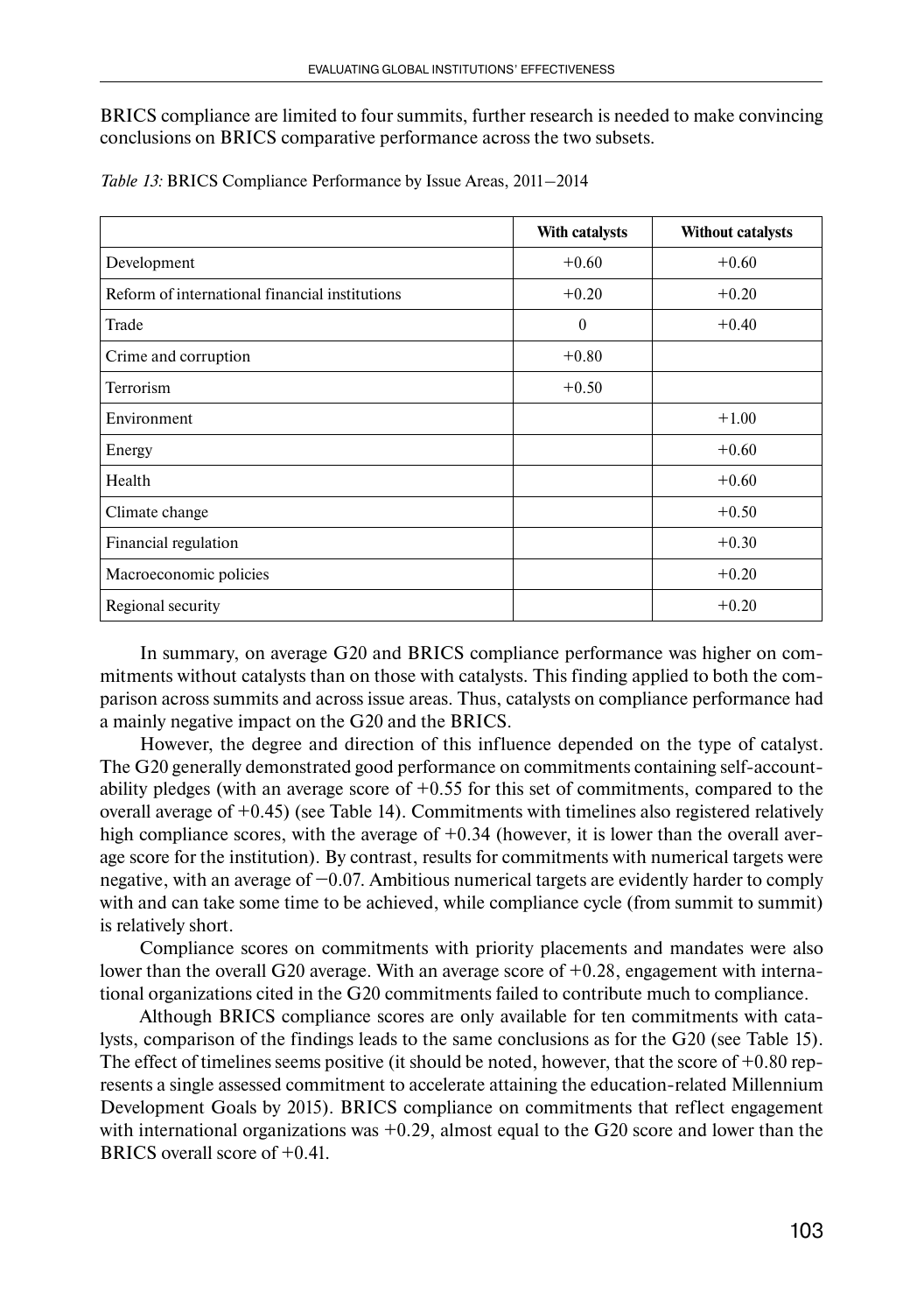BRICS compliance are limited to four summits, further research is needed to make convincing conclusions on BRICS comparative performance across the two subsets.

*Table 13:* BRICS Compliance Performance by Issue Areas, 2011–2014

| | With catalysts | Without catalysts |
|---|---|---|
| Development | +0.60 | +0.60 |
| Reform of international financial institutions | +0.20 | +0.20 |
| Trade | 0 | +0.40 |
| Crime and corruption | +0.80 | |
| Terrorism | +0.50 | |
| Environment | | +1.00 |
| Energy | | +0.60 |
| Health | | +0.60 |
| Climate change | | +0.50 |
| Financial regulation | | +0.30 |
| Macroeconomic policies | | +0.20 |
| Regional security | | +0.20 |

In summary, on average G20 and BRICS compliance performance was higher on commitments without catalysts than on those with catalysts. This finding applied to both the comparison across summits and across issue areas. Thus, catalysts on compliance performance had a mainly negative impact on the G20 and the BRICS.

However, the degree and direction of this influence depended on the type of catalyst. The G20 generally demonstrated good performance on commitments containing self-accountability pledges (with an average score of +0.55 for this set of commitments, compared to the overall average of +0.45) (see Table 14). Commitments with timelines also registered relatively high compliance scores, with the average of +0.34 (however, it is lower than the overall average score for the institution). By contrast, results for commitments with numerical targets were negative, with an average of −0.07. Ambitious numerical targets are evidently harder to comply with and can take some time to be achieved, while compliance cycle (from summit to summit) is relatively short.

Compliance scores on commitments with priority placements and mandates were also lower than the overall G20 average. With an average score of +0.28, engagement with international organizations cited in the G20 commitments failed to contribute much to compliance.

Although BRICS compliance scores are only available for ten commitments with catalysts, comparison of the findings leads to the same conclusions as for the G20 (see Table 15). The effect of timelines seems positive (it should be noted, however, that the score of +0.80 represents a single assessed commitment to accelerate attaining the education-related Millennium Development Goals by 2015). BRICS compliance on commitments that reflect engagement with international organizations was +0.29, almost equal to the G20 score and lower than the BRICS overall score of +0.41.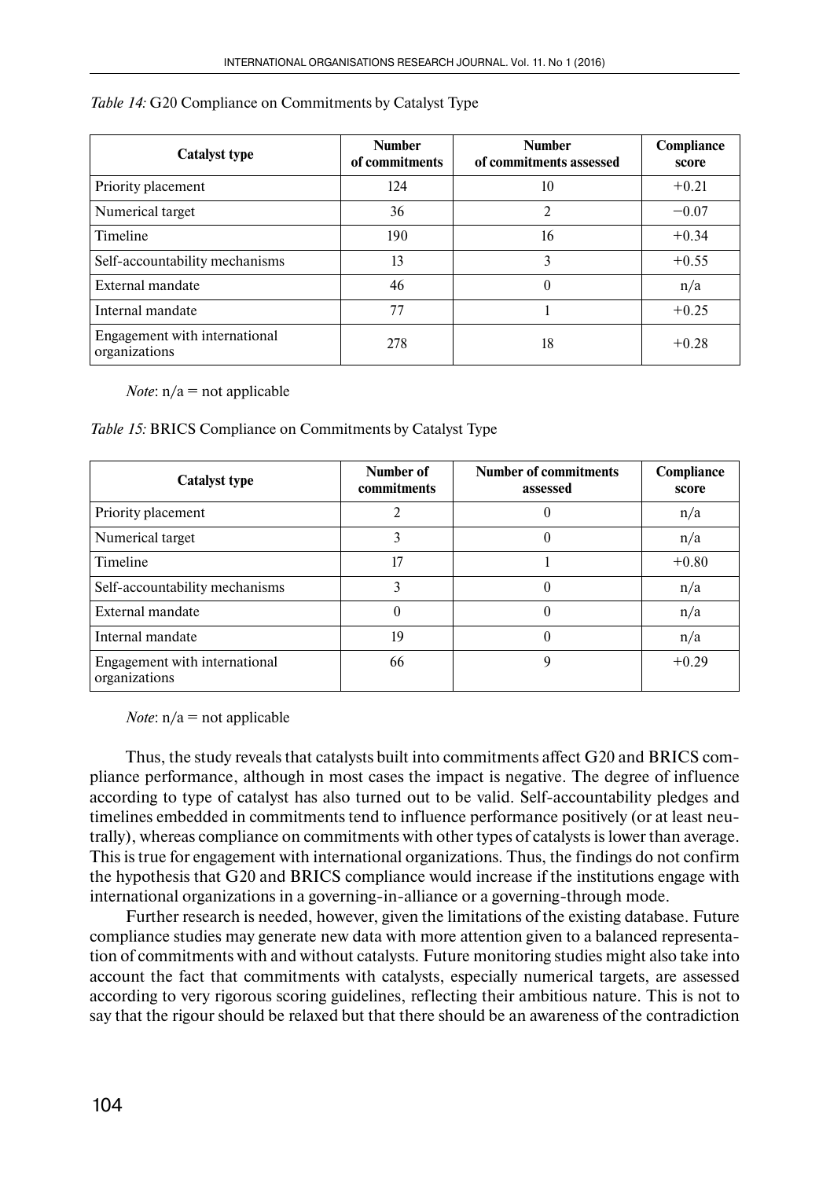*Table 14:* G20 Compliance on Commitments by Catalyst Type

| Catalyst type | Number of commitments | Number of commitments assessed | Compliance score |
|---|---|---|---|
| Priority placement | 124 | 10 | +0.21 |
| Numerical target | 36 | 2 | −0.07 |
| Timeline | 190 | 16 | +0.34 |
| Self-accountability mechanisms | 13 | 3 | +0.55 |
| External mandate | 46 | 0 | n/a |
| Internal mandate | 77 | 1 | +0.25 |
| Engagement with international organizations | 278 | 18 | +0.28 |

*Note*: n/a = not applicable

*Table 15:* BRICS Compliance on Commitments by Catalyst Type

| Catalyst type | Number of commitments | Number of commitments assessed | Compliance score |
|---|---|---|---|
| Priority placement | 2 | 0 | n/a |
| Numerical target | 3 | 0 | n/a |
| Timeline | 17 | 1 | +0.80 |
| Self-accountability mechanisms | 3 | 0 | n/a |
| External mandate | 0 | 0 | n/a |
| Internal mandate | 19 | 0 | n/a |
| Engagement with international organizations | 66 | 9 | +0.29 |

*Note*: n/a = not applicable

Thus, the study reveals that catalysts built into commitments affect G20 and BRICS compliance performance, although in most cases the impact is negative. The degree of influence according to type of catalyst has also turned out to be valid. Self-accountability pledges and timelines embedded in commitments tend to influence performance positively (or at least neutrally), whereas compliance on commitments with other types of catalysts is lower than average. This is true for engagement with international organizations. Thus, the findings do not confirm the hypothesis that G20 and BRICS compliance would increase if the institutions engage with international organizations in a governing-in-alliance or a governing-through mode.

Further research is needed, however, given the limitations of the existing database. Future compliance studies may generate new data with more attention given to a balanced representation of commitments with and without catalysts. Future monitoring studies might also take into account the fact that commitments with catalysts, especially numerical targets, are assessed according to very rigorous scoring guidelines, reflecting their ambitious nature. This is not to say that the rigour should be relaxed but that there should be an awareness of the contradiction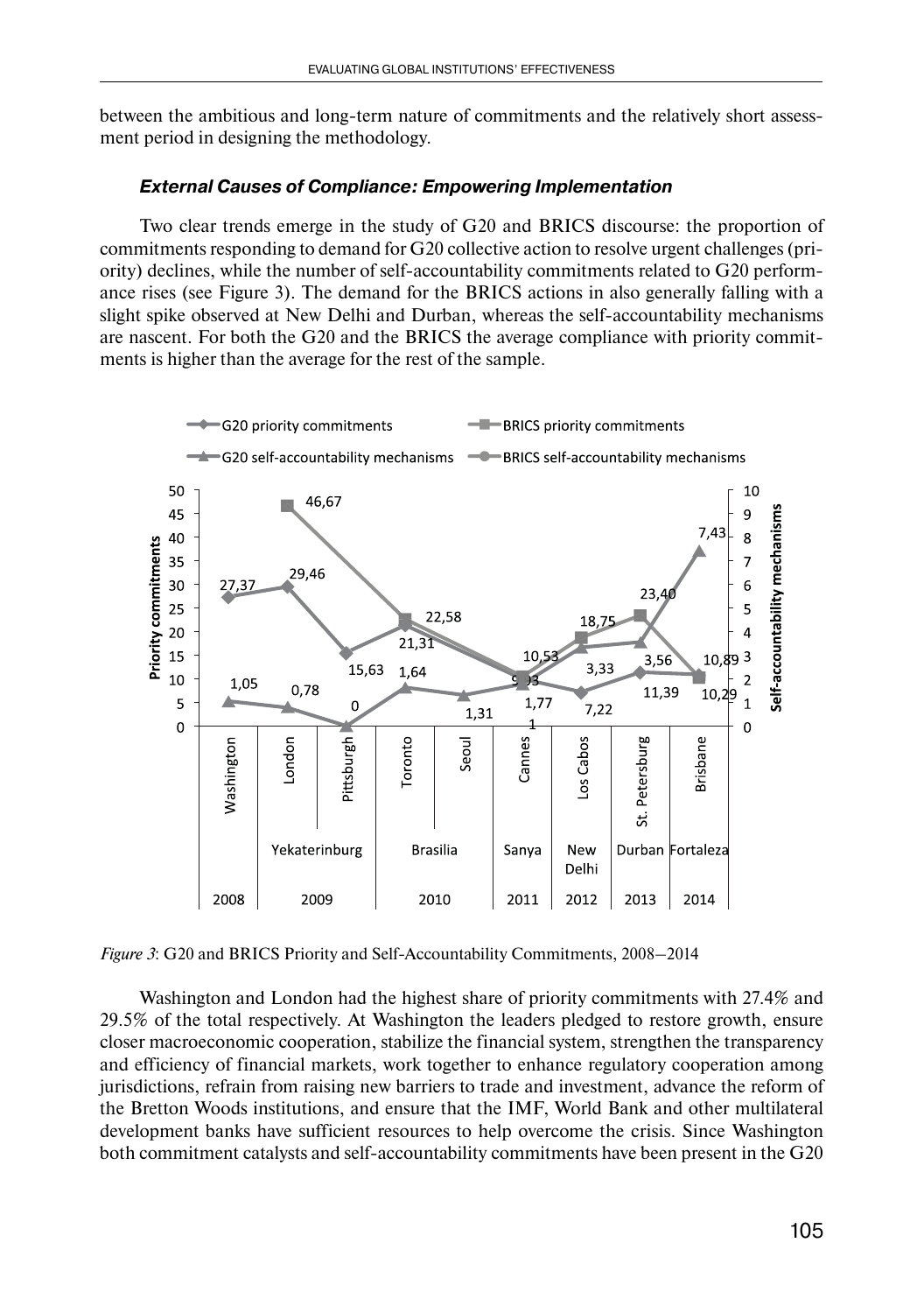between the ambitious and long-term nature of commitments and the relatively short assessment period in designing the methodology.

### *External Causes of Compliance: Empowering Implementation*

Two clear trends emerge in the study of G20 and BRICS discourse: the proportion of commitments responding to demand for G20 collective action to resolve urgent challenges (priority) declines, while the number of self-accountability commitments related to G20 performance rises (see Figure 3). The demand for the BRICS actions in also generally falling with a slight spike observed at New Delhi and Durban, whereas the self-accountability mechanisms are nascent. For both the G20 and the BRICS the average compliance with priority commitments is higher than the average for the rest of the sample.

*Figure 3*: G20 and BRICS Priority and Self-Accountability Commitments, 2008–2014

Washington and London had the highest share of priority commitments with 27.4% and 29.5% of the total respectively. At Washington the leaders pledged to restore growth, ensure closer macroeconomic cooperation, stabilize the financial system, strengthen the transparency and efficiency of financial markets, work together to enhance regulatory cooperation among jurisdictions, refrain from raising new barriers to trade and investment, advance the reform of the Bretton Woods institutions, and ensure that the IMF, World Bank and other multilateral development banks have sufficient resources to help overcome the crisis. Since Washington both commitment catalysts and self-accountability commitments have been present in the G20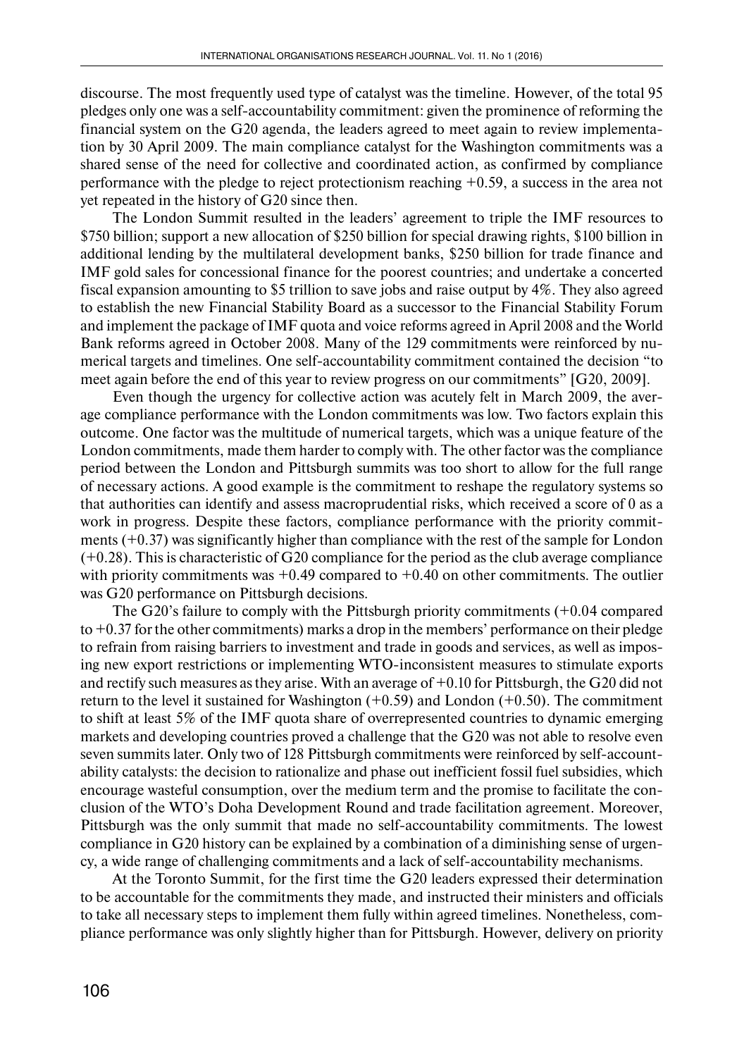discourse. The most frequently used type of catalyst was the timeline. However, of the total 95 pledges only one was a self-accountability commitment: given the prominence of reforming the financial system on the G20 agenda, the leaders agreed to meet again to review implementation by 30 April 2009. The main compliance catalyst for the Washington commitments was a shared sense of the need for collective and coordinated action, as confirmed by compliance performance with the pledge to reject protectionism reaching +0.59, a success in the area not yet repeated in the history of G20 since then.

The London Summit resulted in the leaders' agreement to triple the IMF resources to $750 billion; support a new allocation of $250 billion for special drawing rights, $100 billion in additional lending by the multilateral development banks, $250 billion for trade finance and IMF gold sales for concessional finance for the poorest countries; and undertake a concerted fiscal expansion amounting to $5 trillion to save jobs and raise output by 4%. They also agreed to establish the new Financial Stability Board as a successor to the Financial Stability Forum and implement the package of IMF quota and voice reforms agreed in April 2008 and the World Bank reforms agreed in October 2008. Many of the 129 commitments were reinforced by numerical targets and timelines. One self-accountability commitment contained the decision "to meet again before the end of this year to review progress on our commitments" [G20, 2009].

Even though the urgency for collective action was acutely felt in March 2009, the average compliance performance with the London commitments was low. Two factors explain this outcome. One factor was the multitude of numerical targets, which was a unique feature of the London commitments, made them harder to comply with. The other factor was the compliance period between the London and Pittsburgh summits was too short to allow for the full range of necessary actions. A good example is the commitment to reshape the regulatory systems so that authorities can identify and assess macroprudential risks, which received a score of 0 as a work in progress. Despite these factors, compliance performance with the priority commitments (+0.37) was significantly higher than compliance with the rest of the sample for London (+0.28). This is characteristic of G20 compliance for the period as the club average compliance with priority commitments was +0.49 compared to +0.40 on other commitments. The outlier was G20 performance on Pittsburgh decisions.

The G20's failure to comply with the Pittsburgh priority commitments (+0.04 compared to +0.37 for the other commitments) marks a drop in the members' performance on their pledge to refrain from raising barriers to investment and trade in goods and services, as well as imposing new export restrictions or implementing WTO-inconsistent measures to stimulate exports and rectify such measures as they arise. With an average of +0.10 for Pittsburgh, the G20 did not return to the level it sustained for Washington (+0.59) and London (+0.50). The commitment to shift at least 5% of the IMF quota share of overrepresented countries to dynamic emerging markets and developing countries proved a challenge that the G20 was not able to resolve even seven summits later. Only two of 128 Pittsburgh commitments were reinforced by self-accountability catalysts: the decision to rationalize and phase out inefficient fossil fuel subsidies, which encourage wasteful consumption, over the medium term and the promise to facilitate the conclusion of the WTO's Doha Development Round and trade facilitation agreement. Moreover, Pittsburgh was the only summit that made no self-accountability commitments. The lowest compliance in G20 history can be explained by a combination of a diminishing sense of urgency, a wide range of challenging commitments and a lack of self-accountability mechanisms.

At the Toronto Summit, for the first time the G20 leaders expressed their determination to be accountable for the commitments they made, and instructed their ministers and officials to take all necessary steps to implement them fully within agreed timelines. Nonetheless, compliance performance was only slightly higher than for Pittsburgh. However, delivery on priority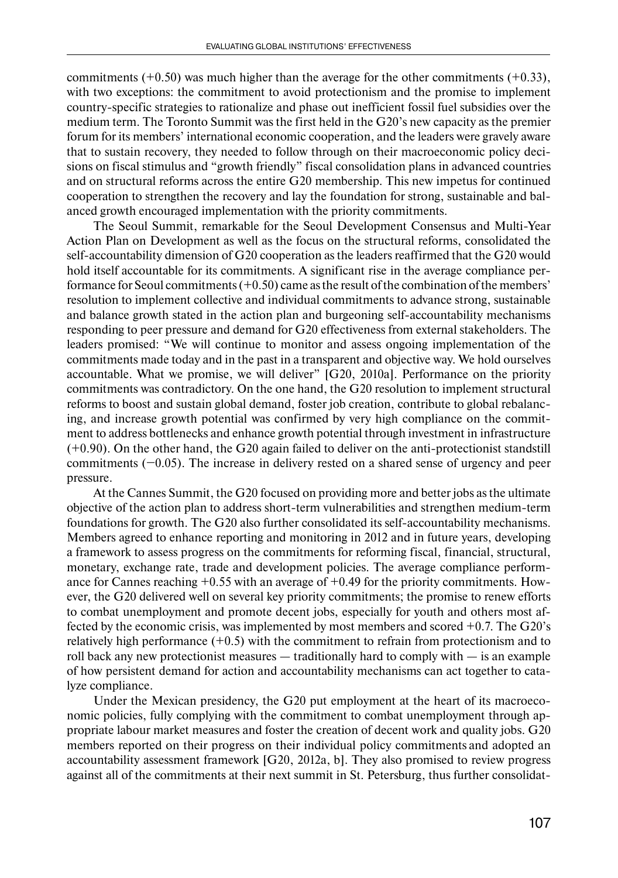commitments (+0.50) was much higher than the average for the other commitments (+0.33), with two exceptions: the commitment to avoid protectionism and the promise to implement country-specific strategies to rationalize and phase out inefficient fossil fuel subsidies over the medium term. The Toronto Summit was the first held in the G20's new capacity as the premier forum for its members' international economic cooperation, and the leaders were gravely aware that to sustain recovery, they needed to follow through on their macroeconomic policy decisions on fiscal stimulus and "growth friendly" fiscal consolidation plans in advanced countries and on structural reforms across the entire G20 membership. This new impetus for continued cooperation to strengthen the recovery and lay the foundation for strong, sustainable and balanced growth encouraged implementation with the priority commitments.

The Seoul Summit, remarkable for the Seoul Development Consensus and Multi-Year Action Plan on Development as well as the focus on the structural reforms, consolidated the self-accountability dimension of G20 cooperation as the leaders reaffirmed that the G20 would hold itself accountable for its commitments. A significant rise in the average compliance performance for Seoul commitments (+0.50) came as the result of the combination of the members' resolution to implement collective and individual commitments to advance strong, sustainable and balance growth stated in the action plan and burgeoning self-accountability mechanisms responding to peer pressure and demand for G20 effectiveness from external stakeholders. The leaders promised: "We will continue to monitor and assess ongoing implementation of the commitments made today and in the past in a transparent and objective way. We hold ourselves accountable. What we promise, we will deliver" [G20, 2010a]. Performance on the priority commitments was contradictory. On the one hand, the G20 resolution to implement structural reforms to boost and sustain global demand, foster job creation, contribute to global rebalancing, and increase growth potential was confirmed by very high compliance on the commitment to address bottlenecks and enhance growth potential through investment in infrastructure (+0.90). On the other hand, the G20 again failed to deliver on the anti-protectionist standstill commitments (−0.05). The increase in delivery rested on a shared sense of urgency and peer pressure.

At the Cannes Summit, the G20 focused on providing more and better jobs as the ultimate objective of the action plan to address short-term vulnerabilities and strengthen medium-term foundations for growth. The G20 also further consolidated its self-accountability mechanisms. Members agreed to enhance reporting and monitoring in 2012 and in future years, developing a framework to assess progress on the commitments for reforming fiscal, financial, structural, monetary, exchange rate, trade and development policies. The average compliance performance for Cannes reaching +0.55 with an average of +0.49 for the priority commitments. However, the G20 delivered well on several key priority commitments; the promise to renew efforts to combat unemployment and promote decent jobs, especially for youth and others most affected by the economic crisis, was implemented by most members and scored +0.7. The G20's relatively high performance (+0.5) with the commitment to refrain from protectionism and to roll back any new protectionist measures — traditionally hard to comply with — is an example of how persistent demand for action and accountability mechanisms can act together to catalyze compliance.

Under the Mexican presidency, the G20 put employment at the heart of its macroeconomic policies, fully complying with the commitment to combat unemployment through appropriate labour market measures and foster the creation of decent work and quality jobs. G20 members reported on their progress on their individual policy commitments and adopted an accountability assessment framework [G20, 2012a, b]. They also promised to review progress against all of the commitments at their next summit in St. Petersburg, thus further consolidat-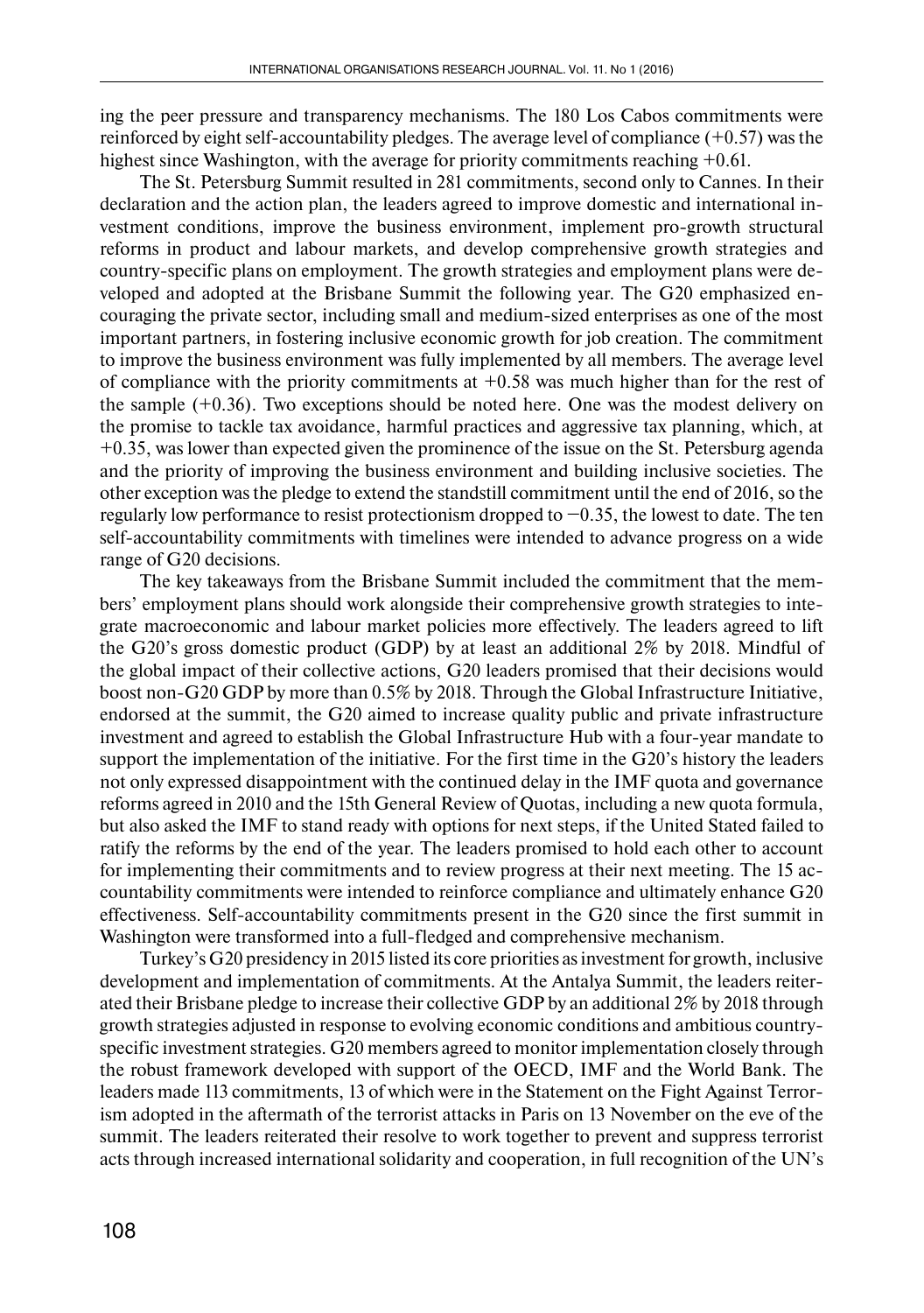ing the peer pressure and transparency mechanisms. The 180 Los Cabos commitments were reinforced by eight self-accountability pledges. The average level of compliance (+0.57) was the highest since Washington, with the average for priority commitments reaching +0.61.

The St. Petersburg Summit resulted in 281 commitments, second only to Cannes. In their declaration and the action plan, the leaders agreed to improve domestic and international investment conditions, improve the business environment, implement pro-growth structural reforms in product and labour markets, and develop comprehensive growth strategies and country-specific plans on employment. The growth strategies and employment plans were developed and adopted at the Brisbane Summit the following year. The G20 emphasized encouraging the private sector, including small and medium-sized enterprises as one of the most important partners, in fostering inclusive economic growth for job creation. The commitment to improve the business environment was fully implemented by all members. The average level of compliance with the priority commitments at +0.58 was much higher than for the rest of the sample (+0.36). Two exceptions should be noted here. One was the modest delivery on the promise to tackle tax avoidance, harmful practices and aggressive tax planning, which, at +0.35, was lower than expected given the prominence of the issue on the St. Petersburg agenda and the priority of improving the business environment and building inclusive societies. The other exception was the pledge to extend the standstill commitment until the end of 2016, so the regularly low performance to resist protectionism dropped to −0.35, the lowest to date. The ten self-accountability commitments with timelines were intended to advance progress on a wide range of G20 decisions.

The key takeaways from the Brisbane Summit included the commitment that the members' employment plans should work alongside their comprehensive growth strategies to integrate macroeconomic and labour market policies more effectively. The leaders agreed to lift the G20's gross domestic product (GDP) by at least an additional 2% by 2018. Mindful of the global impact of their collective actions, G20 leaders promised that their decisions would boost non-G20 GDP by more than 0.5% by 2018. Through the Global Infrastructure Initiative, endorsed at the summit, the G20 aimed to increase quality public and private infrastructure investment and agreed to establish the Global Infrastructure Hub with a four-year mandate to support the implementation of the initiative. For the first time in the G20's history the leaders not only expressed disappointment with the continued delay in the IMF quota and governance reforms agreed in 2010 and the 15th General Review of Quotas, including a new quota formula, but also asked the IMF to stand ready with options for next steps, if the United Stated failed to ratify the reforms by the end of the year. The leaders promised to hold each other to account for implementing their commitments and to review progress at their next meeting. The 15 accountability commitments were intended to reinforce compliance and ultimately enhance G20 effectiveness. Self-accountability commitments present in the G20 since the first summit in Washington were transformed into a full-fledged and comprehensive mechanism.

Turkey's G20 presidency in 2015 listed its core priorities as investment for growth, inclusive development and implementation of commitments. At the Antalya Summit, the leaders reiterated their Brisbane pledge to increase their collective GDP by an additional 2% by 2018 through growth strategies adjusted in response to evolving economic conditions and ambitious country-specific investment strategies. G20 members agreed to monitor implementation closely through the robust framework developed with support of the OECD, IMF and the World Bank. The leaders made 113 commitments, 13 of which were in the Statement on the Fight Against Terrorism adopted in the aftermath of the terrorist attacks in Paris on 13 November on the eve of the summit. The leaders reiterated their resolve to work together to prevent and suppress terrorist acts through increased international solidarity and cooperation, in full recognition of the UN's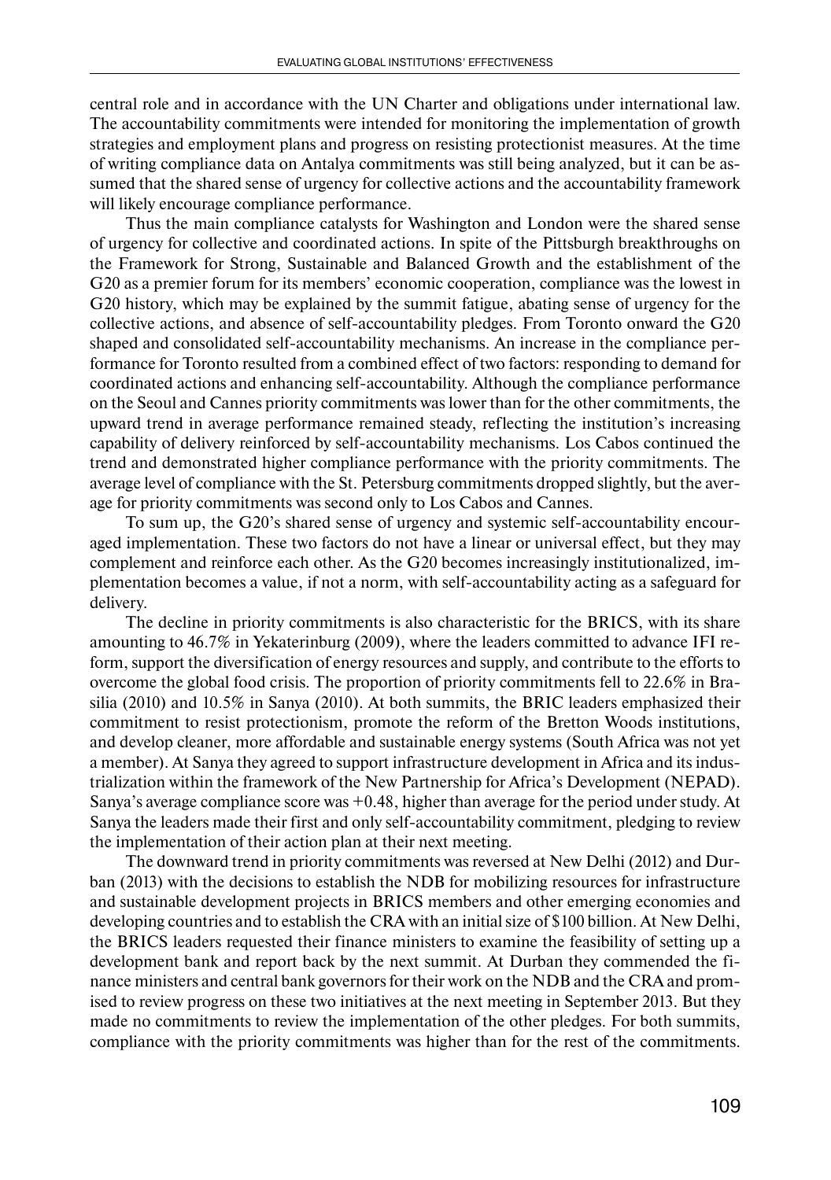central role and in accordance with the UN Charter and obligations under international law. The accountability commitments were intended for monitoring the implementation of growth strategies and employment plans and progress on resisting protectionist measures. At the time of writing compliance data on Antalya commitments was still being analyzed, but it can be assumed that the shared sense of urgency for collective actions and the accountability framework will likely encourage compliance performance.

Thus the main compliance catalysts for Washington and London were the shared sense of urgency for collective and coordinated actions. In spite of the Pittsburgh breakthroughs on the Framework for Strong, Sustainable and Balanced Growth and the establishment of the G20 as a premier forum for its members' economic cooperation, compliance was the lowest in G20 history, which may be explained by the summit fatigue, abating sense of urgency for the collective actions, and absence of self-accountability pledges. From Toronto onward the G20 shaped and consolidated self-accountability mechanisms. An increase in the compliance performance for Toronto resulted from a combined effect of two factors: responding to demand for coordinated actions and enhancing self-accountability. Although the compliance performance on the Seoul and Cannes priority commitments was lower than for the other commitments, the upward trend in average performance remained steady, reflecting the institution's increasing capability of delivery reinforced by self-accountability mechanisms. Los Cabos continued the trend and demonstrated higher compliance performance with the priority commitments. The average level of compliance with the St. Petersburg commitments dropped slightly, but the average for priority commitments was second only to Los Cabos and Cannes.

To sum up, the G20's shared sense of urgency and systemic self-accountability encouraged implementation. These two factors do not have a linear or universal effect, but they may complement and reinforce each other. As the G20 becomes increasingly institutionalized, implementation becomes a value, if not a norm, with self-accountability acting as a safeguard for delivery.

The decline in priority commitments is also characteristic for the BRICS, with its share amounting to 46.7% in Yekaterinburg (2009), where the leaders committed to advance IFI reform, support the diversification of energy resources and supply, and contribute to the efforts to overcome the global food crisis. The proportion of priority commitments fell to 22.6% in Brasilia (2010) and 10.5% in Sanya (2010). At both summits, the BRIC leaders emphasized their commitment to resist protectionism, promote the reform of the Bretton Woods institutions, and develop cleaner, more affordable and sustainable energy systems (South Africa was not yet a member). At Sanya they agreed to support infrastructure development in Africa and its industrialization within the framework of the New Partnership for Africa's Development (NEPAD). Sanya's average compliance score was +0.48, higher than average for the period under study. At Sanya the leaders made their first and only self-accountability commitment, pledging to review the implementation of their action plan at their next meeting.

The downward trend in priority commitments was reversed at New Delhi (2012) and Durban (2013) with the decisions to establish the NDB for mobilizing resources for infrastructure and sustainable development projects in BRICS members and other emerging economies and developing countries and to establish the CRA with an initial size of \$100 billion. At New Delhi, the BRICS leaders requested their finance ministers to examine the feasibility of setting up a development bank and report back by the next summit. At Durban they commended the finance ministers and central bank governors for their work on the NDB and the CRA and promised to review progress on these two initiatives at the next meeting in September 2013. But they made no commitments to review the implementation of the other pledges. For both summits, compliance with the priority commitments was higher than for the rest of the commitments.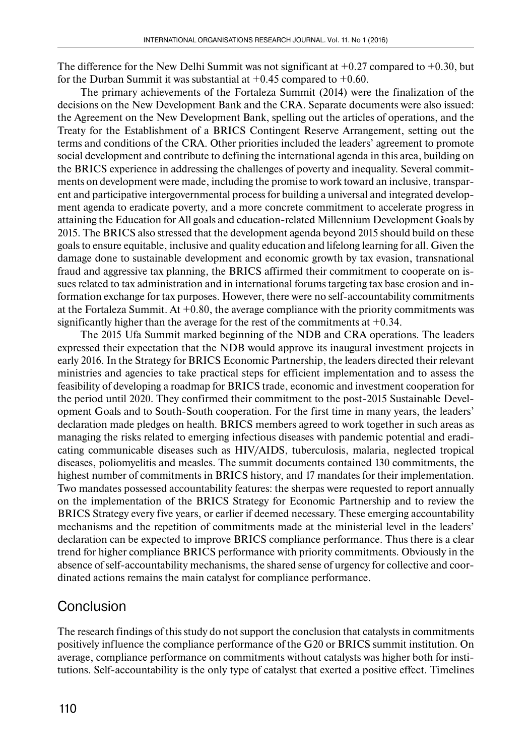The difference for the New Delhi Summit was not significant at +0.27 compared to +0.30, but for the Durban Summit it was substantial at +0.45 compared to +0.60.

The primary achievements of the Fortaleza Summit (2014) were the finalization of the decisions on the New Development Bank and the CRA. Separate documents were also issued: the Agreement on the New Development Bank, spelling out the articles of operations, and the Treaty for the Establishment of a BRICS Contingent Reserve Arrangement, setting out the terms and conditions of the CRA. Other priorities included the leaders' agreement to promote social development and contribute to defining the international agenda in this area, building on the BRICS experience in addressing the challenges of poverty and inequality. Several commitments on development were made, including the promise to work toward an inclusive, transparent and participative intergovernmental process for building a universal and integrated development agenda to eradicate poverty, and a more concrete commitment to accelerate progress in attaining the Education for All goals and education-related Millennium Development Goals by 2015. The BRICS also stressed that the development agenda beyond 2015 should build on these goals to ensure equitable, inclusive and quality education and lifelong learning for all. Given the damage done to sustainable development and economic growth by tax evasion, transnational fraud and aggressive tax planning, the BRICS affirmed their commitment to cooperate on issues related to tax administration and in international forums targeting tax base erosion and information exchange for tax purposes. However, there were no self-accountability commitments at the Fortaleza Summit. At +0.80, the average compliance with the priority commitments was significantly higher than the average for the rest of the commitments at +0.34.

The 2015 Ufa Summit marked beginning of the NDB and CRA operations. The leaders expressed their expectation that the NDB would approve its inaugural investment projects in early 2016. In the Strategy for BRICS Economic Partnership, the leaders directed their relevant ministries and agencies to take practical steps for efficient implementation and to assess the feasibility of developing a roadmap for BRICS trade, economic and investment cooperation for the period until 2020. They confirmed their commitment to the post-2015 Sustainable Development Goals and to South-South cooperation. For the first time in many years, the leaders' declaration made pledges on health. BRICS members agreed to work together in such areas as managing the risks related to emerging infectious diseases with pandemic potential and eradicating communicable diseases such as HIV/AIDS, tuberculosis, malaria, neglected tropical diseases, poliomyelitis and measles. The summit documents contained 130 commitments, the highest number of commitments in BRICS history, and 17 mandates for their implementation. Two mandates possessed accountability features: the sherpas were requested to report annually on the implementation of the BRICS Strategy for Economic Partnership and to review the BRICS Strategy every five years, or earlier if deemed necessary. These emerging accountability mechanisms and the repetition of commitments made at the ministerial level in the leaders' declaration can be expected to improve BRICS compliance performance. Thus there is a clear trend for higher compliance BRICS performance with priority commitments. Obviously in the absence of self-accountability mechanisms, the shared sense of urgency for collective and coordinated actions remains the main catalyst for compliance performance.

## Conclusion

The research findings of this study do not support the conclusion that catalysts in commitments positively influence the compliance performance of the G20 or BRICS summit institution. On average, compliance performance on commitments without catalysts was higher both for institutions. Self-accountability is the only type of catalyst that exerted a positive effect. Timelines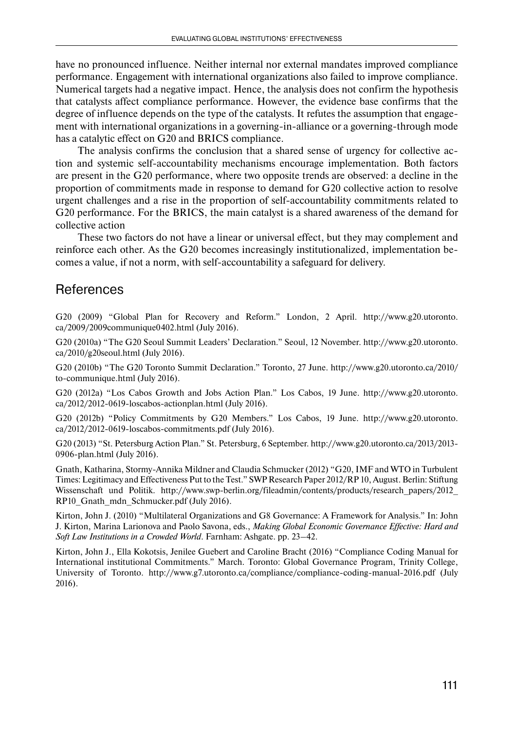have no pronounced influence. Neither internal nor external mandates improved compliance performance. Engagement with international organizations also failed to improve compliance. Numerical targets had a negative impact. Hence, the analysis does not confirm the hypothesis that catalysts affect compliance performance. However, the evidence base confirms that the degree of influence depends on the type of the catalysts. It refutes the assumption that engagement with international organizations in a governing-in-alliance or a governing-through mode has a catalytic effect on G20 and BRICS compliance.

The analysis confirms the conclusion that a shared sense of urgency for collective action and systemic self-accountability mechanisms encourage implementation. Both factors are present in the G20 performance, where two opposite trends are observed: a decline in the proportion of commitments made in response to demand for G20 collective action to resolve urgent challenges and a rise in the proportion of self-accountability commitments related to G20 performance. For the BRICS, the main catalyst is a shared awareness of the demand for collective action

These two factors do not have a linear or universal effect, but they may complement and reinforce each other. As the G20 becomes increasingly institutionalized, implementation becomes a value, if not a norm, with self-accountability a safeguard for delivery.

## References

G20 (2009) "Global Plan for Recovery and Reform." London, 2 April. http://www.g20.utoronto.ca/2009/2009communique0402.html (July 2016).

G20 (2010a) "The G20 Seoul Summit Leaders' Declaration." Seoul, 12 November. http://www.g20.utoronto.ca/2010/g20seoul.html (July 2016).

G20 (2010b) "The G20 Toronto Summit Declaration." Toronto, 27 June. http://www.g20.utoronto.ca/2010/to-communique.html (July 2016).

G20 (2012a) "Los Cabos Growth and Jobs Action Plan." Los Cabos, 19 June. http://www.g20.utoronto.ca/2012/2012-0619-loscabos-actionplan.html (July 2016).

G20 (2012b) "Policy Commitments by G20 Members." Los Cabos, 19 June. http://www.g20.utoronto.ca/2012/2012-0619-loscabos-commitments.pdf (July 2016).

G20 (2013) "St. Petersburg Action Plan." St. Petersburg, 6 September. http://www.g20.utoronto.ca/2013/2013-0906-plan.html (July 2016).

Gnath, Katharina, Stormy-Annika Mildner and Claudia Schmucker (2012) "G20, IMF and WTO in Turbulent Times: Legitimacy and Effectiveness Put to the Test." SWP Research Paper 2012/RP 10, August. Berlin: Stiftung Wissenschaft und Politik. http://www.swp-berlin.org/fileadmin/contents/products/research_papers/2012_RP10_Gnath_mdn_Schmucker.pdf (July 2016).

Kirton, John J. (2010) "Multilateral Organizations and G8 Governance: A Framework for Analysis." In: John J. Kirton, Marina Larionova and Paolo Savona, eds., *Making Global Economic Governance Effective: Hard and Soft Law Institutions in a Crowded World*. Farnham: Ashgate. pp. 23–42.

Kirton, John J., Ella Kokotsis, Jenilee Guebert and Caroline Bracht (2016) "Compliance Coding Manual for International institutional Commitments." March. Toronto: Global Governance Program, Trinity College, University of Toronto. http://www.g7.utoronto.ca/compliance/compliance-coding-manual-2016.pdf (July 2016).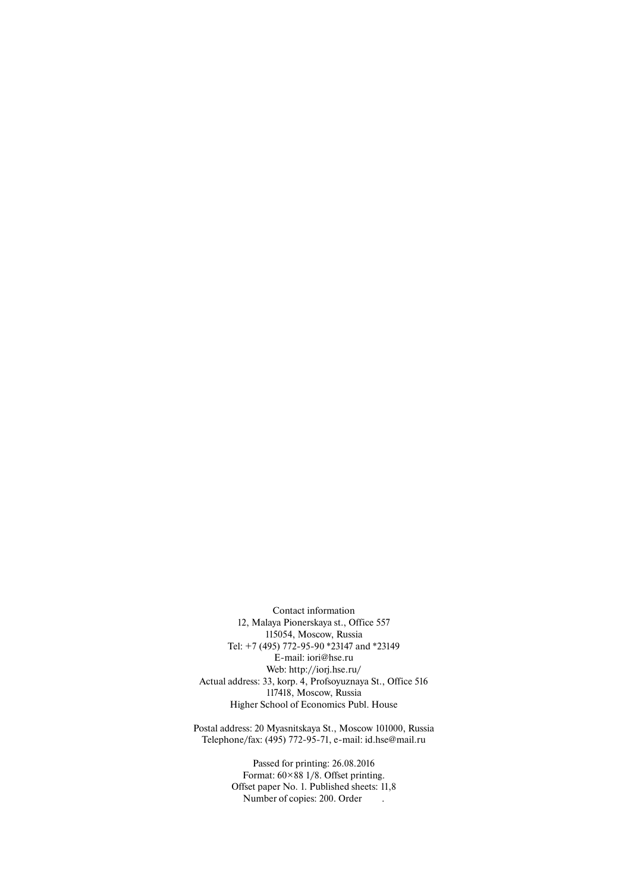Contact information
12, Malaya Pionerskaya st., Office 557
115054, Moscow, Russia
Tel: +7 (495) 772-95-90 *23147 and *23149
E-mail: iori@hse.ru
Web: http://iorj.hse.ru/
Actual address: 33, korp. 4, Profsoyuznaya St., Office 516
117418, Moscow, Russia
Higher School of Economics Publ. House

Postal address: 20 Myasnitskaya St., Moscow 101000, Russia
Telephone/fax: (495) 772-95-71, e-mail: id.hse@mail.ru

Passed for printing: 26.08.2016
Format: 60×88 1/8. Offset printing.
Offset paper No. 1. Published sheets: 11,8
Number of copies: 200. Order .